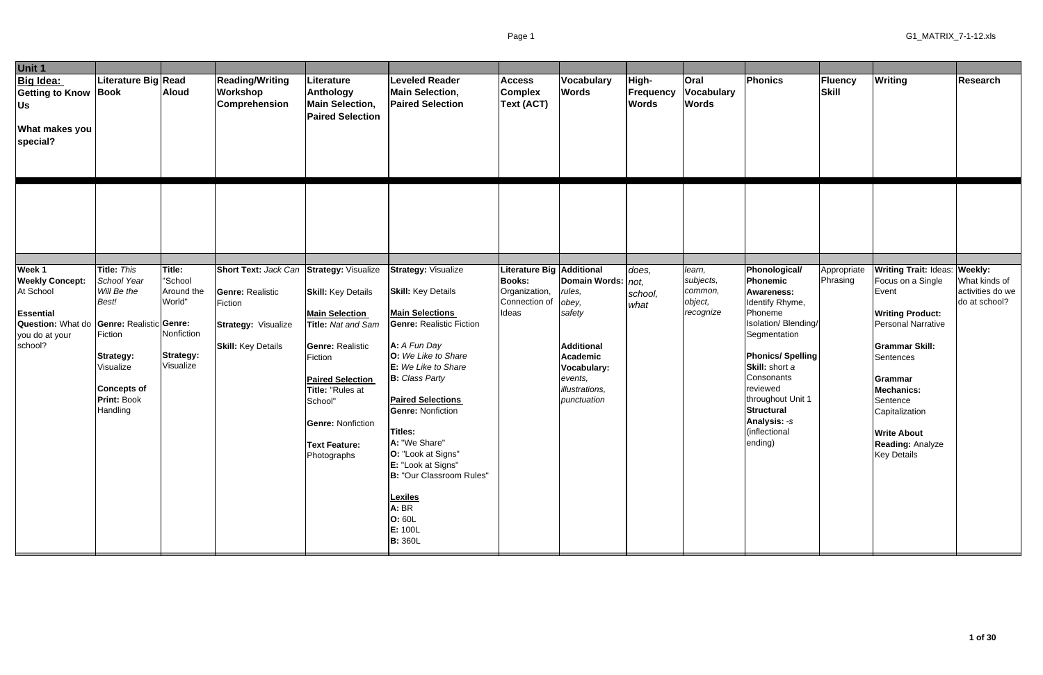| Unit 1 | | | | | | | | | | | | | |
|---|---|---|---|---|---|---|---|---|---|---|---|---|---|
| **Big Idea: Getting to Know Us**<br><br>**What makes you special?** | **Literature Big Book** | **Read Aloud** | **Reading/Writing Workshop Comprehension** | **Literature Anthology Main Selection, Paired Selection** | **Leveled Reader Main Selection, Paired Selection** | **Access Complex Text (ACT)** | **Vocabulary Words** | **High-Frequency Words** | **Oral Vocabulary Words** | **Phonics** | **Fluency Skill** | **Writing** | **Research** |
| | | | | | | | | | | | | | |
| **Week 1**<br>**Weekly Concept:** At School<br><br>**Essential Question:** What do you do at your school? | **Title:** *This School Year Will Be the Best!*<br><br>**Genre:** Realistic Fiction<br><br>**Strategy:** Visualize<br><br>**Concepts of Print:** Book Handling | **Title:** "School Around the World"<br><br>**Genre:** Nonfiction<br><br>**Strategy:** Visualize | **Short Text:** *Jack Can*<br><br>**Genre:** Realistic Fiction<br><br>**Strategy:** Visualize<br><br>**Skill:** Key Details | **Strategy:** Visualize<br><br>**Skill:** Key Details<br><br>**Main Selection**<br>**Title:** *Nat and Sam*<br><br>**Genre:** Realistic Fiction<br><br>**Paired Selection**<br>**Title:** "Rules at School"<br><br>**Genre:** Nonfiction<br><br>**Text Feature:** Photographs | **Strategy:** Visualize<br><br>**Skill:** Key Details<br><br>**Main Selections**<br>**Genre:** Realistic Fiction<br><br>**A:** *A Fun Day*<br>**O:** *We Like to Share*<br>**E:** *We Like to Share*<br>**B:** *Class Party*<br><br>**Paired Selections**<br>**Genre:** Nonfiction<br><br>**Titles:**<br>**A:** "We Share"<br>**O:** "Look at Signs"<br>**E:** "Look at Signs"<br>**B:** "Our Classroom Rules"<br><br>**Lexiles**<br>**A:** BR<br>**O:** 60L<br>**E:** 100L<br>**B:** 360L | **Literature Big Books:** Organization, Connection of Ideas | **Additional Domain Words:** *rules, obey, safety*<br><br>**Additional Academic Vocabulary:** *events, illustrations, punctuation* | *does, not, school, what* | *learn, subjects, common, object, recognize* | **Phonological/ Phonemic Awareness:** Identify Rhyme, Phoneme Isolation/ Blending/ Segmentation<br><br>**Phonics/ Spelling Skill:** short *a* Consonants reviewed throughout Unit 1<br>**Structural Analysis:** *-s* (inflectional ending) | Appropriate Phrasing | **Writing Trait:** Ideas: Focus on a Single Event<br><br>**Writing Product:** Personal Narrative<br><br>**Grammar Skill:** Sentences<br><br>**Grammar Mechanics:** Sentence Capitalization<br><br>**Write About Reading:** Analyze Key Details | **Weekly:** What kinds of activities do we do at school? |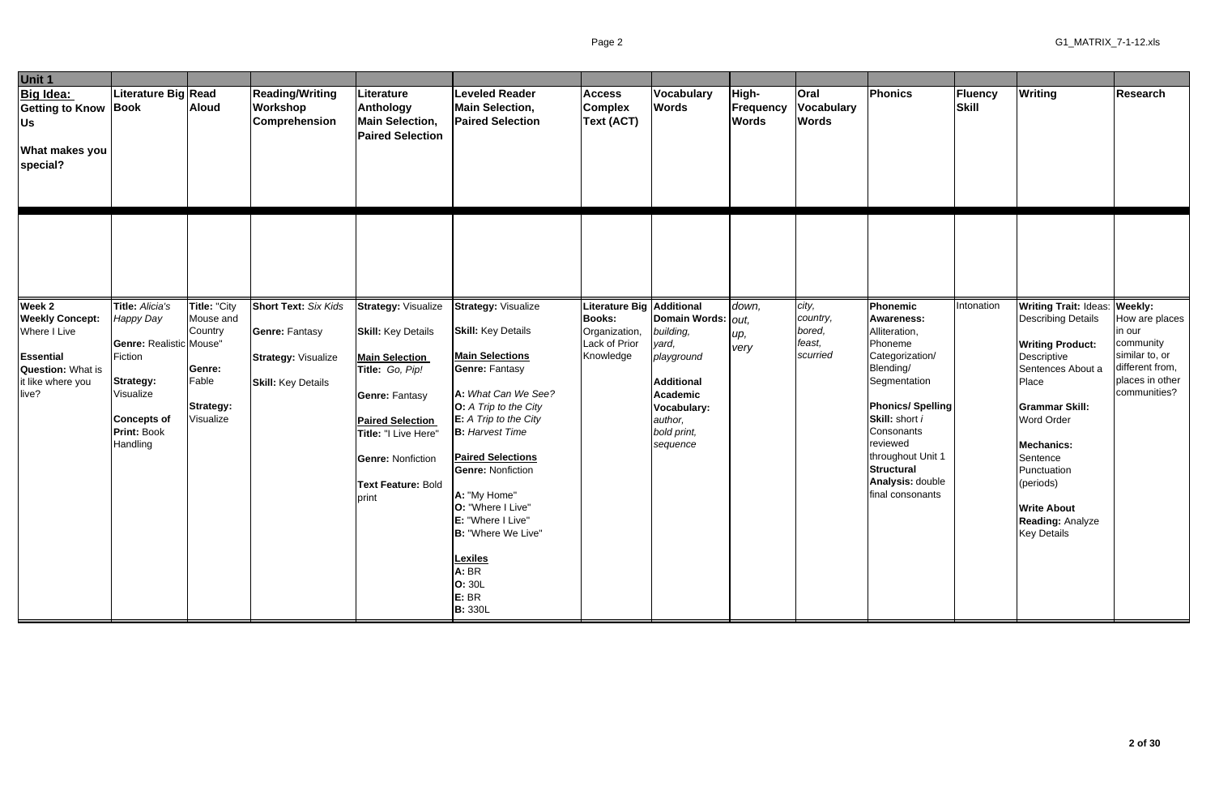| Unit 1 | | | | | | | | | | | | | |
|---|---|---|---|---|---|---|---|---|---|---|---|---|---|
| **Big Idea: Getting to Know Us**<br><br>**What makes you special?** | **Literature Big Book** | **Read Aloud** | **Reading/Writing Workshop Comprehension** | **Literature Anthology Main Selection, Paired Selection** | **Leveled Reader Main Selection, Paired Selection** | **Access Complex Text (ACT)** | **Vocabulary Words** | **High-Frequency Words** | **Oral Vocabulary Words** | **Phonics** | **Fluency Skill** | **Writing** | **Research** |
| | | | | | | | | | | | | | |
| **Week 2**<br>**Weekly Concept:** Where I Live<br><br>**Essential Question:** What is it like where you live? | **Title:** *Alicia's Happy Day*<br><br>**Genre:** Realistic Fiction<br><br>**Strategy:** Visualize<br><br>**Concepts of Print:** Book Handling | **Title:** "City Mouse and Country Mouse"<br><br>**Genre:** Fable<br><br>**Strategy:** Visualize | **Short Text:** *Six Kids*<br><br>**Genre:** Fantasy<br><br>**Strategy:** Visualize<br><br>**Skill:** Key Details | **Strategy:** Visualize<br><br>**Skill:** Key Details<br><br>**Main Selection**<br>**Title:** *Go, Pip!*<br><br>**Genre:** Fantasy<br><br>**Paired Selection**<br>**Title:** "I Live Here"<br><br>**Genre:** Nonfiction<br><br>**Text Feature:** Bold print | **Strategy:** Visualize<br><br>**Skill:** Key Details<br><br>**Main Selections**<br>**Genre:** Fantasy<br><br>**A:** *What Can We See?*<br>**O:** *A Trip to the City*<br>**E:** *A Trip to the City*<br>**B:** *Harvest Time*<br><br>**Paired Selections**<br>**Genre:** Nonfiction<br><br>**A:** "My Home"<br>**O:** "Where I Live"<br>**E:** "Where I Live"<br>**B:** "Where We Live"<br><br>**Lexiles**<br>**A:** BR<br>**O:** 30L<br>**E:** BR<br>**B:** 330L | **Literature Big Books:** Organization, Lack of Prior Knowledge | **Additional Domain Words:** *building, yard, playground*<br><br>**Additional Academic Vocabulary:** *author, bold print, sequence* | *down, out, up, very* | *city, country, bored, feast, scurried* | **Phonemic Awareness:** Alliteration, Phoneme Categorization/ Blending/ Segmentation<br><br>**Phonics/ Spelling Skill:** short *i* Consonants reviewed throughout Unit 1<br>**Structural Analysis:** double final consonants | Intonation | **Writing Trait:** Ideas: Describing Details<br><br>**Writing Product:** Descriptive Sentences About a Place<br><br>**Grammar Skill:** Word Order<br><br>**Mechanics:** Sentence Punctuation (periods)<br><br>**Write About Reading:** Analyze Key Details | **Weekly:** How are places in our community similar to, or different from, places in other communities? |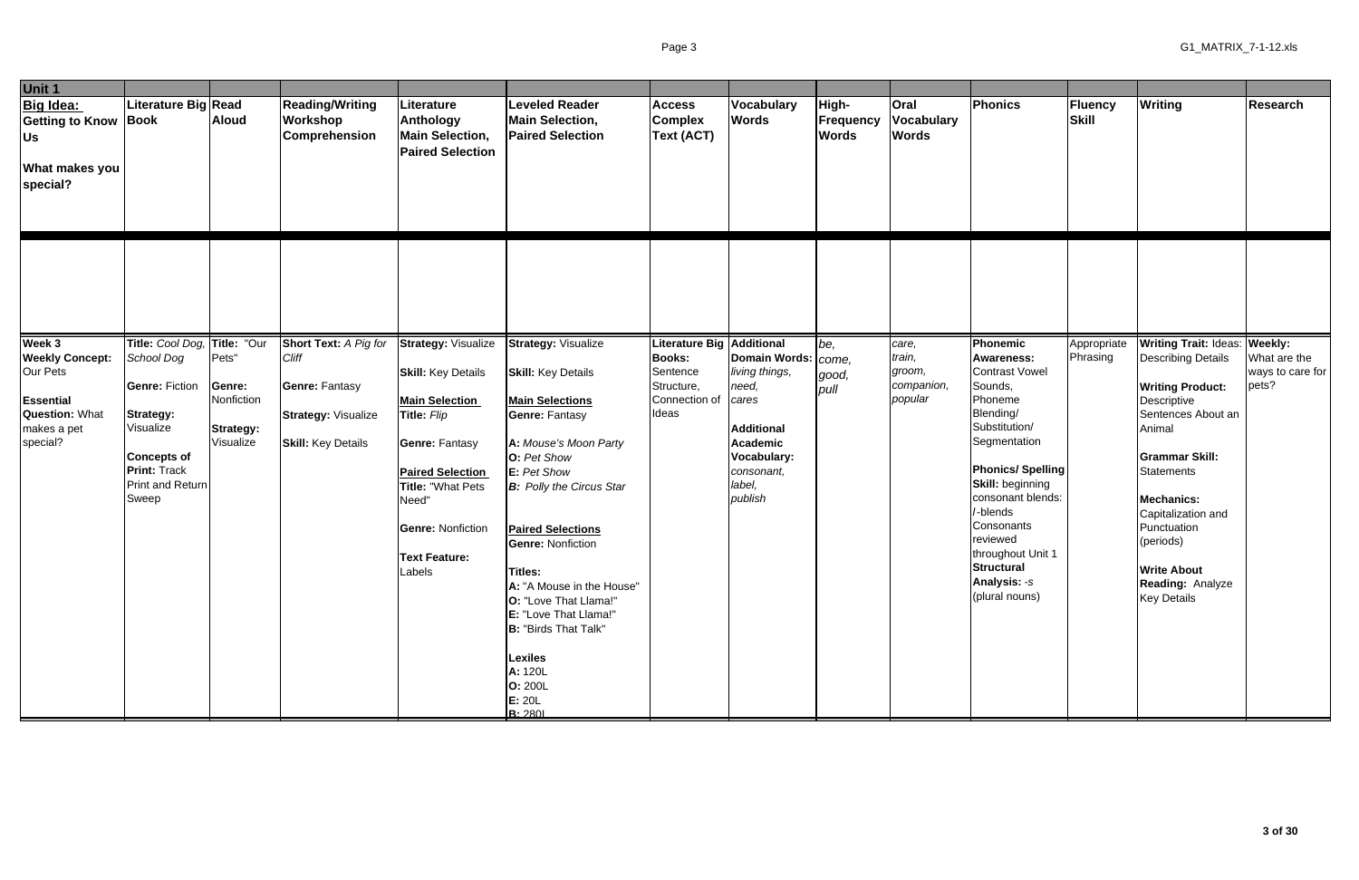| Unit 1 | | | | | | | | | | | | | |
|---|---|---|---|---|---|---|---|---|---|---|---|---|---|
| **Big Idea: Getting to Know Us**<br><br>**What makes you special?** | **Literature Big Book** | **Read Aloud** | **Reading/Writing Workshop Comprehension** | **Literature Anthology Main Selection, Paired Selection** | **Leveled Reader Main Selection, Paired Selection** | **Access Complex Text (ACT)** | **Vocabulary Words** | **High-Frequency Words** | **Oral Vocabulary Words** | **Phonics** | **Fluency Skill** | **Writing** | **Research** |
| | | | | | | | | | | | | | |
| **Week 3**<br>**Weekly Concept:** Our Pets<br><br>**Essential Question:** What makes a pet special? | **Title:** *Cool Dog, School Dog*<br><br>**Genre:** Fiction<br><br>**Strategy:** Visualize<br><br>**Concepts of Print:** Track Print and Return Sweep | **Title:** "Our Pets"<br><br>**Genre:** Nonfiction<br><br>**Strategy:** Visualize | **Short Text:** *A Pig for Cliff*<br><br>**Genre:** Fantasy<br><br>**Strategy:** Visualize<br><br>**Skill:** Key Details | **Strategy:** Visualize<br><br>**Skill:** Key Details<br><br>**Main Selection Title:** *Flip*<br><br>**Genre:** Fantasy<br><br>**Paired Selection Title:** "What Pets Need"<br><br>**Genre:** Nonfiction<br><br>**Text Feature:** Labels | **Strategy:** Visualize<br><br>**Skill:** Key Details<br><br>**Main Selections Genre:** Fantasy<br><br>**A:** *Mouse's Moon Party*<br>**O:** *Pet Show*<br>**E:** *Pet Show*<br>**B:** *Polly the Circus Star*<br><br>**Paired Selections Genre:** Nonfiction<br><br>**Titles:**<br>**A:** "A Mouse in the House"<br>**O:** "Love That Llama!"<br>**E:** "Love That Llama!"<br>**B:** "Birds That Talk"<br><br>**Lexiles**<br>**A:** 120L<br>**O:** 200L<br>**E:** 20L<br>**B:** 280L | **Literature Big Books:** Sentence Structure, Connection of Ideas | **Additional Domain Words:** *living things, need, cares*<br><br>**Additional Academic Vocabulary:** *consonant, label, publish* | *be, come, good, pull* | *care, train, groom, companion, popular* | **Phonemic Awareness:** Contrast Vowel Sounds, Phoneme Blending/ Substitution/ Segmentation<br><br>**Phonics/ Spelling Skill:** beginning consonant blends: /-blends Consonants reviewed throughout Unit 1<br>**Structural Analysis:** -s (plural nouns) | Appropriate Phrasing | **Writing Trait:** Ideas: Describing Details<br><br>**Writing Product:** Descriptive Sentences About an Animal<br><br>**Grammar Skill:** Statements<br><br>**Mechanics:** Capitalization and Punctuation (periods)<br><br>**Write About Reading:** Analyze Key Details | **Weekly:** What are the ways to care for pets? |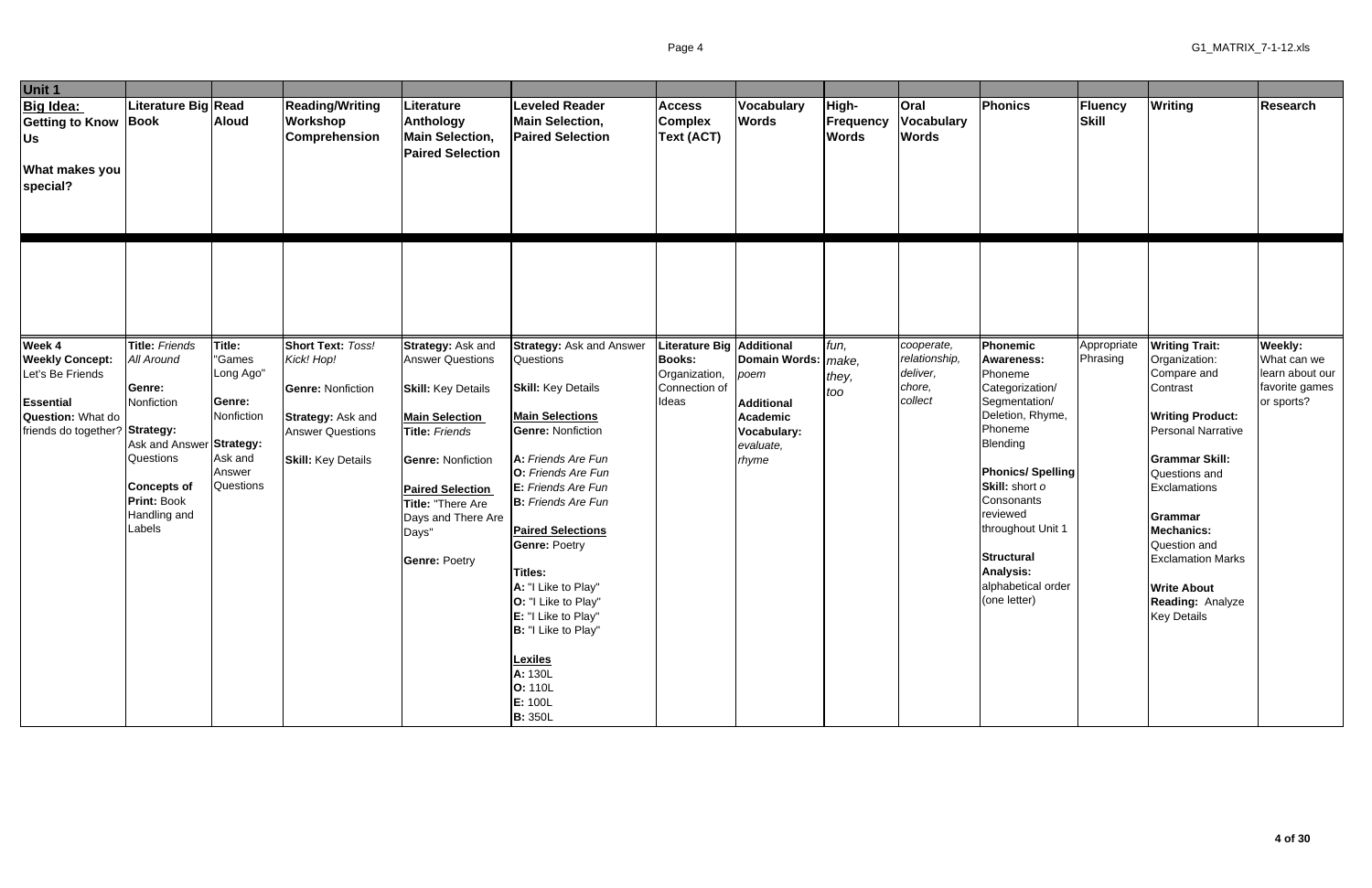| Unit 1 | | | | | | | | | | | | | |
|---|---|---|---|---|---|---|---|---|---|---|---|---|---|
| **Big Idea: Getting to Know Us**<br><br>**What makes you special?** | **Literature Big Book** | **Read Aloud** | **Reading/Writing Workshop Comprehension** | **Literature Anthology Main Selection, Paired Selection** | **Leveled Reader Main Selection, Paired Selection** | **Access Complex Text (ACT)** | **Vocabulary Words** | **High-Frequency Words** | **Oral Vocabulary Words** | **Phonics** | **Fluency Skill** | **Writing** | **Research** |
| | | | | | | | | | | | | | |
| **Week 4**<br>**Weekly Concept:** Let's Be Friends<br><br>**Essential Question:** What do friends do together? | **Title:** *Friends All Around*<br><br>**Genre:** Nonfiction<br><br>**Strategy:** Ask and Answer Questions<br><br>**Concepts of Print:** Book Handling and Labels | **Title:** "Games Long Ago"<br><br>**Genre:** Nonfiction<br><br>**Strategy:** Ask and Answer Questions | **Short Text:** *Toss! Kick! Hop!*<br><br>**Genre:** Nonfiction<br><br>**Strategy:** Ask and Answer Questions<br><br>**Skill:** Key Details | **Strategy:** Ask and Answer Questions<br><br>**Skill:** Key Details<br><br>**Main Selection**<br>**Title:** *Friends*<br><br>**Genre:** Nonfiction<br><br>**Paired Selection**<br>**Title:** "There Are Days and There Are Days"<br><br>**Genre:** Poetry | **Strategy:** Ask and Answer Questions<br><br>**Skill:** Key Details<br><br>**Main Selections**<br>**Genre:** Nonfiction<br><br>**A:** *Friends Are Fun*<br>**O:** *Friends Are Fun*<br>**E:** *Friends Are Fun*<br>**B:** *Friends Are Fun*<br><br>**Paired Selections**<br>**Genre:** Poetry<br><br>**Titles:**<br>**A:** "I Like to Play"<br>**O:** "I Like to Play"<br>**E:** "I Like to Play"<br>**B:** "I Like to Play"<br><br>**Lexiles**<br>**A:** 130L<br>**O:** 110L<br>**E:** 100L<br>**B:** 350L | **Literature Big Books:** Organization, Connection of Ideas | **Additional Domain Words:** *poem*<br><br>**Additional Academic Vocabulary:** *evaluate, rhyme* | *fun, make, they, too* | *cooperate, relationship, deliver, chore, collect* | **Phonemic Awareness:** Phoneme Categorization/ Segmentation/ Deletion, Rhyme, Phoneme Blending<br><br>**Phonics/ Spelling Skill:** short *o* Consonants reviewed throughout Unit 1<br><br>**Structural Analysis:** alphabetical order (one letter) | Appropriate Phrasing | **Writing Trait:** Organization: Compare and Contrast<br><br>**Writing Product:** Personal Narrative<br><br>**Grammar Skill:** Questions and Exclamations<br><br>**Grammar Mechanics:** Question and Exclamation Marks<br><br>**Write About Reading:** Analyze Key Details | **Weekly:** What can we learn about our favorite games or sports? |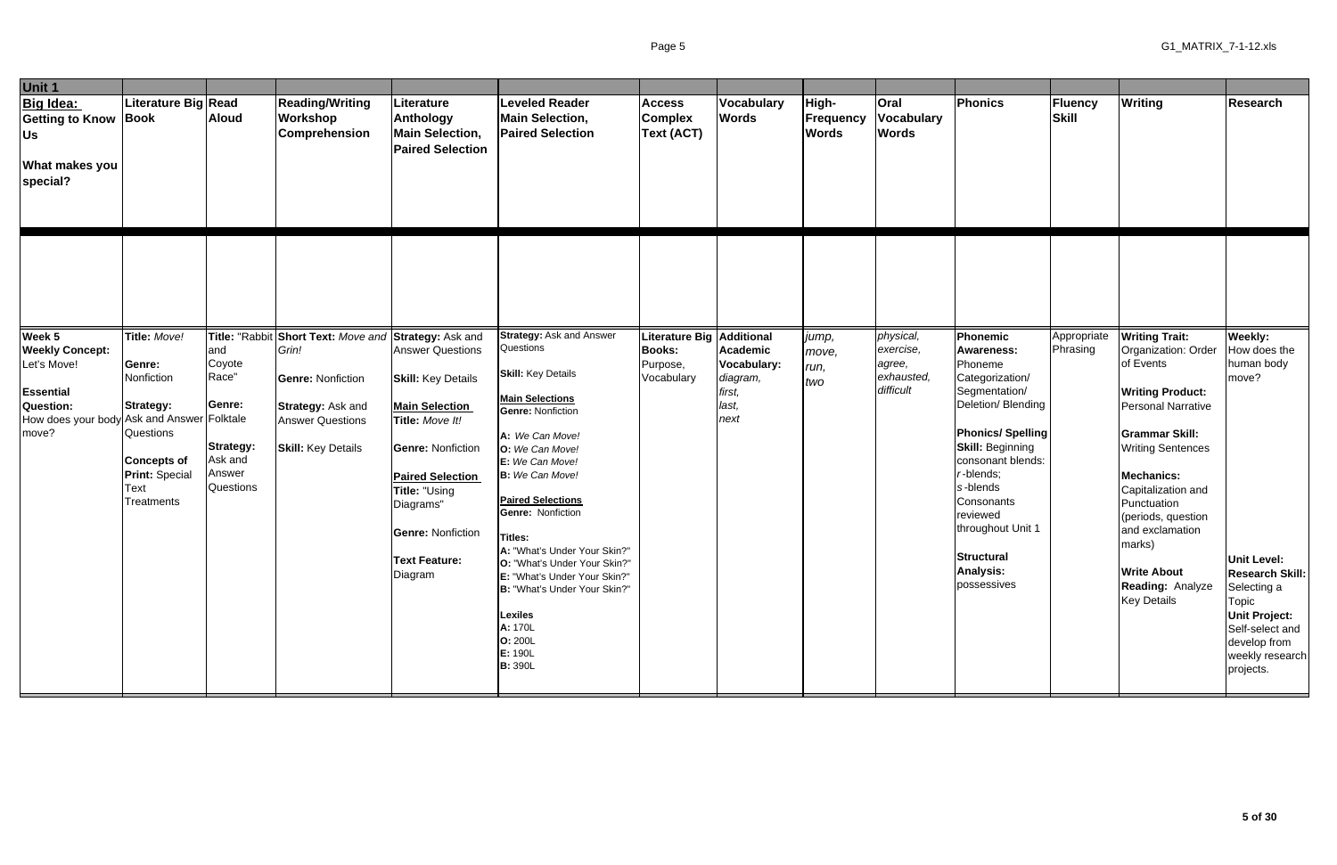| Unit 1 | | | | | | | | | | | | | |
|---|---|---|---|---|---|---|---|---|---|---|---|---|---|
| **Big Idea: Getting to Know Us**<br><br>**What makes you special?** | **Literature Big Book** | **Read Aloud** | **Reading/Writing Workshop Comprehension** | **Literature Anthology Main Selection, Paired Selection** | **Leveled Reader Main Selection, Paired Selection** | **Access Complex Text (ACT)** | **Vocabulary Words** | **High-Frequency Words** | **Oral Vocabulary Words** | **Phonics** | **Fluency Skill** | **Writing** | **Research** |
| | | | | | | | | | | | | | |
| **Week 5**<br>**Weekly Concept:** Let's Move!<br><br>**Essential Question:** How does your body move? | **Title:** *Move!*<br><br>**Genre:** Nonfiction<br><br>**Strategy:** Ask and Answer Questions<br><br>**Concepts of Print:** Special Text Treatments | **Title:** "Rabbit and Coyote Race"<br><br>**Genre:** Folktale<br><br>**Strategy:** Ask and Answer Questions | **Short Text:** *Move and Grin!*<br><br>**Genre:** Nonfiction<br><br>**Strategy:** Ask and Answer Questions<br><br>**Skill:** Key Details | **Strategy:** Ask and Answer Questions<br><br>**Skill:** Key Details<br><br>**Main Selection**<br>**Title:** *Move It!*<br><br>**Genre:** Nonfiction<br><br>**Paired Selection**<br>**Title:** "Using Diagrams"<br><br>**Genre:** Nonfiction<br><br>**Text Feature:** Diagram | **Strategy:** Ask and Answer Questions<br><br>**Skill:** Key Details<br><br>**Main Selections**<br>**Genre:** Nonfiction<br><br>**A:** *We Can Move!*<br>**O:** *We Can Move!*<br>**E:** *We Can Move!*<br>**B:** *We Can Move!*<br><br>**Paired Selections**<br>**Genre:** Nonfiction<br><br>**Titles:**<br>**A:** "What's Under Your Skin?"<br>**O:** "What's Under Your Skin?"<br>**E:** "What's Under Your Skin?"<br>**B:** "What's Under Your Skin?"<br><br>**Lexiles**<br>**A:** 170L<br>**O:** 200L<br>**E:** 190L<br>**B:** 390L | **Literature Big Books:** Purpose, Vocabulary | **Additional Academic Vocabulary:** *diagram, first, last, next* | *jump, move, run, two* | *physical, exercise, agree, exhausted, difficult* | **Phonemic Awareness:** Phoneme Categorization/ Segmentation/ Deletion/ Blending<br><br>**Phonics/ Spelling Skill:** Beginning consonant blends: *r*-blends; *s*-blends<br>Consonants reviewed throughout Unit 1<br><br>**Structural Analysis:** possessives | Appropriate Phrasing | **Writing Trait:** Organization: Order of Events<br><br>**Writing Product:** Personal Narrative<br><br>**Grammar Skill:** Writing Sentences<br><br>**Mechanics:** Capitalization and Punctuation (periods, question and exclamation marks)<br><br>**Write About Reading:** Analyze Key Details | **Weekly:** How does the human body move?<br><br>**Unit Level:**<br>**Research Skill:** Selecting a Topic<br>**Unit Project:** Self-select and develop from weekly research projects. |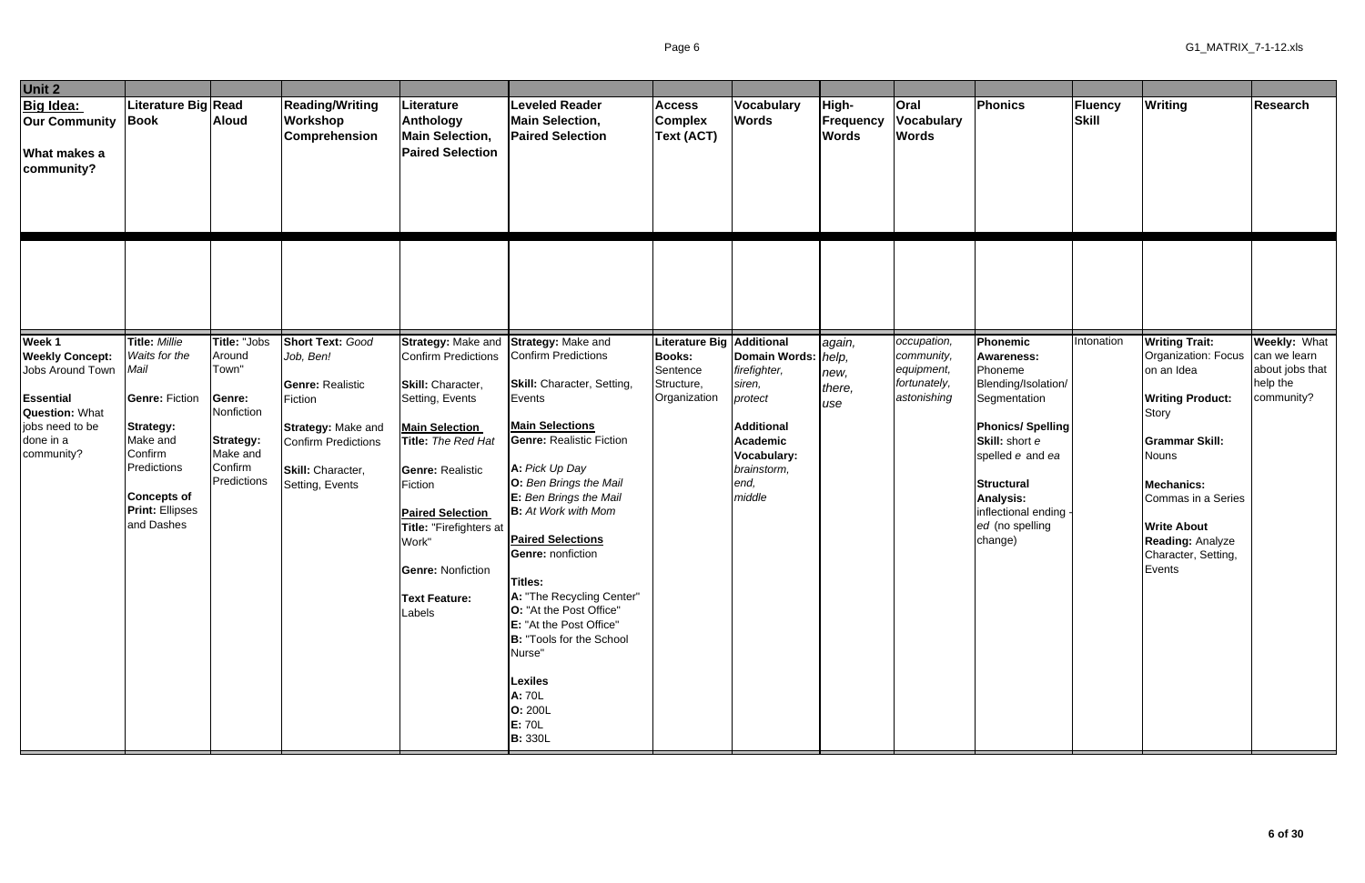| Unit 2 | | | | | | | | | | | | | |
|---|---|---|---|---|---|---|---|---|---|---|---|---|---|
| **Big Idea: Our Community**<br><br>**What makes a community?** | **Literature Big Book** | **Read Aloud** | **Reading/Writing Workshop Comprehension** | **Literature Anthology Main Selection, Paired Selection** | **Leveled Reader Main Selection, Paired Selection** | **Access Complex Text (ACT)** | **Vocabulary Words** | **High-Frequency Words** | **Oral Vocabulary Words** | **Phonics** | **Fluency Skill** | **Writing** | **Research** |
| | | | | | | | | | | | | | |
| **Week 1**<br>**Weekly Concept:** Jobs Around Town<br><br>**Essential Question:** What jobs need to be done in a community? | **Title:** *Millie Waits for the Mail*<br><br>**Genre:** Fiction<br><br>**Strategy:** Make and Confirm Predictions<br><br>**Concepts of Print:** Ellipses and Dashes | **Title:** "Jobs Around Town"<br><br>**Genre:** Nonfiction<br><br>**Strategy:** Make and Confirm Predictions | **Short Text:** *Good Job, Ben!*<br><br>**Genre:** Realistic Fiction<br><br>**Strategy:** Make and Confirm Predictions<br><br>**Skill:** Character, Setting, Events | **Strategy:** Make and Confirm Predictions<br><br>**Skill:** Character, Setting, Events<br><br>**Main Selection Title:** *The Red Hat*<br><br>**Genre:** Realistic Fiction<br><br>**Paired Selection Title:** "Firefighters at Work"<br><br>**Genre:** Nonfiction<br><br>**Text Feature:** Labels | **Strategy:** Make and Confirm Predictions<br><br>**Skill:** Character, Setting, Events<br><br>**Main Selections**<br>**Genre:** Realistic Fiction<br><br>**A:** *Pick Up Day*<br>**O:** *Ben Brings the Mail*<br>**E:** *Ben Brings the Mail*<br>**B:** *At Work with Mom*<br><br>**Paired Selections**<br>**Genre:** nonfiction<br><br>**Titles:**<br>**A:** "The Recycling Center"<br>**O:** "At the Post Office"<br>**E:** "At the Post Office"<br>**B:** "Tools for the School Nurse"<br><br>**Lexiles**<br>**A:** 70L<br>**O:** 200L<br>**E:** 70L<br>**B:** 330L | **Literature Big Books:** Sentence Structure, Organization | **Additional Domain Words:** *firefighter, siren, protect*<br><br>**Additional Academic Vocabulary:** *brainstorm, end, middle* | *again, help, new, there, use* | *occupation, community, equipment, fortunately, astonishing* | **Phonemic Awareness:** Phoneme Blending/Isolation/ Segmentation<br><br>**Phonics/ Spelling Skill:** short *e* spelled *e* and *ea*<br><br>**Structural Analysis:** inflectional ending -*ed* (no spelling change) | Intonation | **Writing Trait:** Organization: Focus on an Idea<br><br>**Writing Product:** Story<br><br>**Grammar Skill:** Nouns<br><br>**Mechanics:** Commas in a Series<br><br>**Write About Reading:** Analyze Character, Setting, Events | **Weekly:** What can we learn about jobs that help the community? |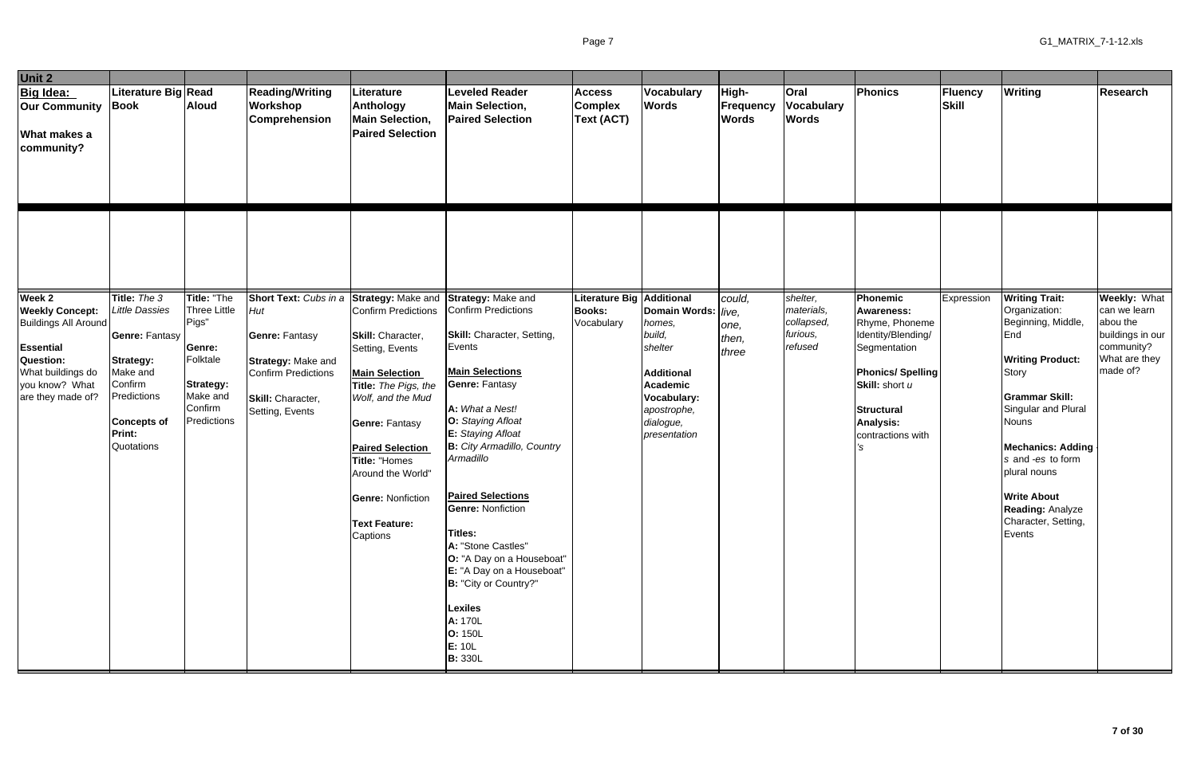| Unit 2 | | | | | | | | | | | | | |
|---|---|---|---|---|---|---|---|---|---|---|---|---|---|
| **Big Idea: Our Community**<br><br>**What makes a community?** | **Literature Big Book** | **Read Aloud** | **Reading/Writing Workshop Comprehension** | **Literature Anthology Main Selection, Paired Selection** | **Leveled Reader Main Selection, Paired Selection** | **Access Complex Text (ACT)** | **Vocabulary Words** | **High-Frequency Words** | **Oral Vocabulary Words** | **Phonics** | **Fluency Skill** | **Writing** | **Research** |
| | | | | | | | | | | | | | |
| **Week 2**<br>**Weekly Concept:** Buildings All Around<br><br>**Essential Question:** What buildings do you know? What are they made of? | **Title:** *The 3 Little Dassies*<br><br>**Genre:** Fantasy<br><br>**Strategy:** Make and Confirm Predictions<br><br>**Concepts of Print:** Quotations | **Title:** "The Three Little Pigs"<br><br>**Genre:** Folktale<br><br>**Strategy:** Make and Confirm Predictions | **Short Text:** *Cubs in a Hut*<br><br>**Genre:** Fantasy<br><br>**Strategy:** Make and Confirm Predictions<br><br>**Skill:** Character, Setting, Events | **Strategy:** Make and Confirm Predictions<br><br>**Skill:** Character, Setting, Events<br><br>**Main Selection**<br>**Title:** *The Pigs, the Wolf, and the Mud*<br><br>**Genre:** Fantasy<br><br>**Paired Selection**<br>**Title:** "Homes Around the World"<br><br>**Genre:** Nonfiction<br><br>**Text Feature:** Captions | **Strategy:** Make and Confirm Predictions<br><br>**Skill:** Character, Setting, Events<br><br>**Main Selections**<br>**Genre:** Fantasy<br><br>**A:** *What a Nest!*<br>**O:** *Staying Afloat*<br>**E:** *Staying Afloat*<br>**B:** *City Armadillo, Country Armadillo*<br><br>**Paired Selections**<br>**Genre:** Nonfiction<br><br>**Titles:**<br>**A:** "Stone Castles"<br>**O:** "A Day on a Houseboat"<br>**E:** "A Day on a Houseboat"<br>**B:** "City or Country?"<br><br>**Lexiles**<br>**A:** 170L<br>**O:** 150L<br>**E:** 10L<br>**B:** 330L | **Literature Big Books:** Vocabulary | **Additional Domain Words:** *homes, build, shelter*<br><br>**Additional Academic Vocabulary:** *apostrophe, dialogue, presentation* | *could, live, one, then, three* | *shelter, materials, collapsed, furious, refused* | **Phonemic Awareness:** Rhyme, Phoneme Identity/Blending/ Segmentation<br><br>**Phonics/ Spelling Skill:** short *u*<br><br>**Structural Analysis:** contractions with *'s* | Expression | **Writing Trait:** Organization: Beginning, Middle, End<br><br>**Writing Product:** Story<br><br>**Grammar Skill:** Singular and Plural Nouns<br><br>**Mechanics: Adding** *-s* and *-es* to form plural nouns<br><br>**Write About Reading:** Analyze Character, Setting, Events | **Weekly:** What can we learn abou the buildings in our community? What are they made of? |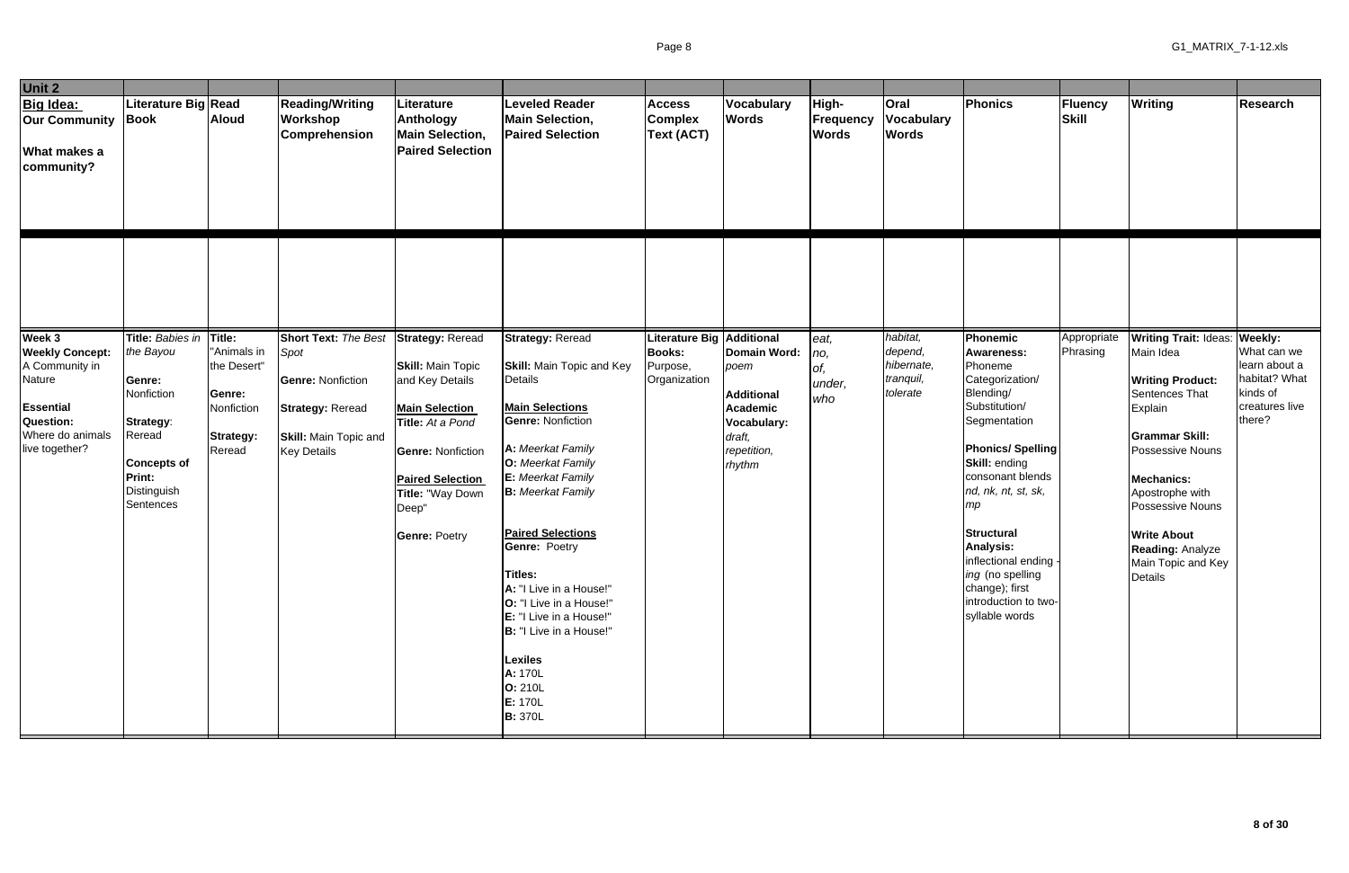| Unit 2 | | | | | | | | | | | | | |
|---|---|---|---|---|---|---|---|---|---|---|---|---|---|
| **Big Idea: Our Community**<br><br>**What makes a community?** | **Literature Big Book** | **Read Aloud** | **Reading/Writing Workshop Comprehension** | **Literature Anthology Main Selection, Paired Selection** | **Leveled Reader Main Selection, Paired Selection** | **Access Complex Text (ACT)** | **Vocabulary Words** | **High-Frequency Words** | **Oral Vocabulary Words** | **Phonics** | **Fluency Skill** | **Writing** | **Research** |
| | | | | | | | | | | | | | |
| **Week 3**<br>**Weekly Concept:** A Community in Nature<br><br>**Essential Question:** Where do animals live together? | **Title:** *Babies in the Bayou*<br><br>**Genre:** Nonfiction<br><br>**Strategy**: Reread<br><br>**Concepts of Print:** Distinguish Sentences | **Title:** "Animals in the Desert"<br><br>**Genre:** Nonfiction<br><br>**Strategy:** Reread | **Short Text:** *The Best Spot*<br><br>**Genre:** Nonfiction<br><br>**Strategy:** Reread<br><br>**Skill:** Main Topic and Key Details | **Strategy:** Reread<br><br>**Skill:** Main Topic and Key Details<br><br>**Main Selection Title:** *At a Pond*<br><br>**Genre:** Nonfiction<br><br>**Paired Selection Title:** "Way Down Deep"<br><br>**Genre:** Poetry | **Strategy:** Reread<br><br>**Skill:** Main Topic and Key Details<br><br>**Main Selections Genre:** Nonfiction<br><br>**A:** *Meerkat Family*<br>**O:** *Meerkat Family*<br>**E:** *Meerkat Family*<br>**B:** *Meerkat Family*<br><br>**Paired Selections Genre:** Poetry<br><br>**Titles:**<br>**A:** "I Live in a House!"<br>**O:** "I Live in a House!"<br>**E:** "I Live in a House!"<br>**B:** "I Live in a House!"<br><br>**Lexiles**<br>**A:** 170L<br>**O:** 210L<br>**E:** 170L<br>**B:** 370L | **Literature Big Books:** Purpose, Organization | **Additional Domain Word:** *poem*<br><br>**Additional Academic Vocabulary:** *draft, repetition, rhythm* | *eat, no, of, under, who* | *habitat, depend, hibernate, tranquil, tolerate* | **Phonemic Awareness:** Phoneme Categorization/ Blending/ Substitution/ Segmentation<br><br>**Phonics/ Spelling Skill:** ending consonant blends *nd, nk, nt, st, sk, mp*<br><br>**Structural Analysis:** inflectional ending -*ing* (no spelling change); first introduction to two-syllable words | Appropriate Phrasing | **Writing Trait:** Ideas: Main Idea<br><br>**Writing Product:** Sentences That Explain<br><br>**Grammar Skill:** Possessive Nouns<br><br>**Mechanics:** Apostrophe with Possessive Nouns<br><br>**Write About Reading:** Analyze Main Topic and Key Details | **Weekly:** What can we learn about a habitat? What kinds of creatures live there? |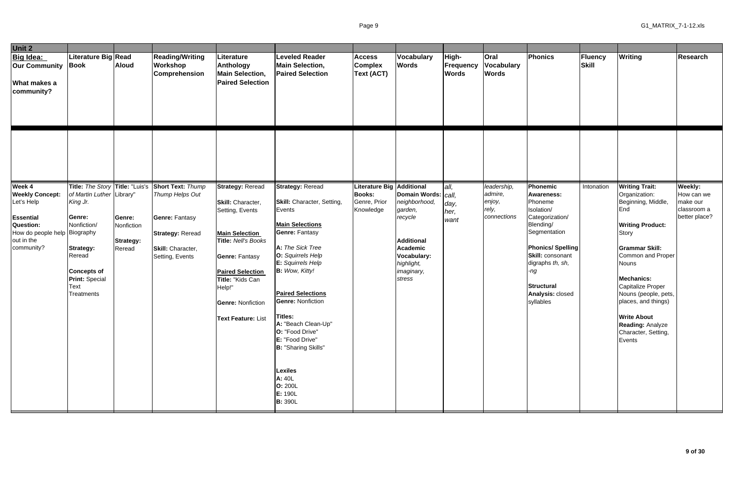| Unit 2 | | | | | | | | | | | | | |
|---|---|---|---|---|---|---|---|---|---|---|---|---|---|
| **Big Idea: Our Community**<br><br>**What makes a community?** | **Literature Big Book** | **Read Aloud** | **Reading/Writing Workshop Comprehension** | **Literature Anthology Main Selection, Paired Selection** | **Leveled Reader Main Selection, Paired Selection** | **Access Complex Text (ACT)** | **Vocabulary Words** | **High-Frequency Words** | **Oral Vocabulary Words** | **Phonics** | **Fluency Skill** | **Writing** | **Research** |
| | | | | | | | | | | | | | |
| **Week 4**<br>**Weekly Concept:** Let's Help<br><br>**Essential Question:** How do people help out in the community? | **Title:** *The Story of Martin Luther King Jr.*<br><br>**Genre:** Nonfiction/ Biography<br><br>**Strategy:** Reread<br><br>**Concepts of Print:** Special Text Treatments | **Title:** "Luis's Library"<br><br>**Genre:** Nonfiction<br><br>**Strategy:** Reread | **Short Text:** *Thump Thump Helps Out*<br><br>**Genre:** Fantasy<br><br>**Strategy:** Reread<br><br>**Skill:** Character, Setting, Events | **Strategy:** Reread<br><br>**Skill:** Character, Setting, Events<br><br>**Main Selection Title:** *Nell's Books*<br><br>**Genre:** Fantasy<br><br>**Paired Selection Title:** "Kids Can Help!"<br><br>**Genre:** Nonfiction<br><br>**Text Feature:** List | **Strategy:** Reread<br><br>**Skill:** Character, Setting, Events<br><br>**Main Selections Genre:** Fantasy<br><br>**A:** *The Sick Tree*<br>**O:** *Squirrels Help*<br>**E:** *Squirrels Help*<br>**B:** *Wow, Kitty!*<br><br>**Paired Selections Genre:** Nonfiction<br><br>**Titles:**<br>**A:** "Beach Clean-Up"<br>**O:** "Food Drive"<br>**E:** "Food Drive"<br>**B:** "Sharing Skills"<br><br>**Lexiles**<br>**A:** 40L<br>**O:** 200L<br>**E:** 190L<br>**B:** 390L | **Literature Big Books:** Genre, Prior Knowledge | **Additional Domain Words:** *neighborhood, garden, recycle*<br><br>**Additional Academic Vocabulary:** *highlight, imaginary, stress* | *all, call, day, her, want* | *leadership, admire, enjoy, rely, connections* | **Phonemic Awareness:** Phoneme Isolation/ Categorization/ Blending/ Segmentation<br><br>**Phonics/ Spelling Skill:** consonant digraphs *th, sh, -ng*<br><br>**Structural Analysis:** closed syllables | Intonation | **Writing Trait:** Organization: Beginning, Middle, End<br><br>**Writing Product:** Story<br><br>**Grammar Skill:** Common and Proper Nouns<br><br>**Mechanics:** Capitalize Proper Nouns (people, pets, places, and things)<br><br>**Write About Reading:** Analyze Character, Setting, Events | **Weekly:** How can we make our classroom a better place? |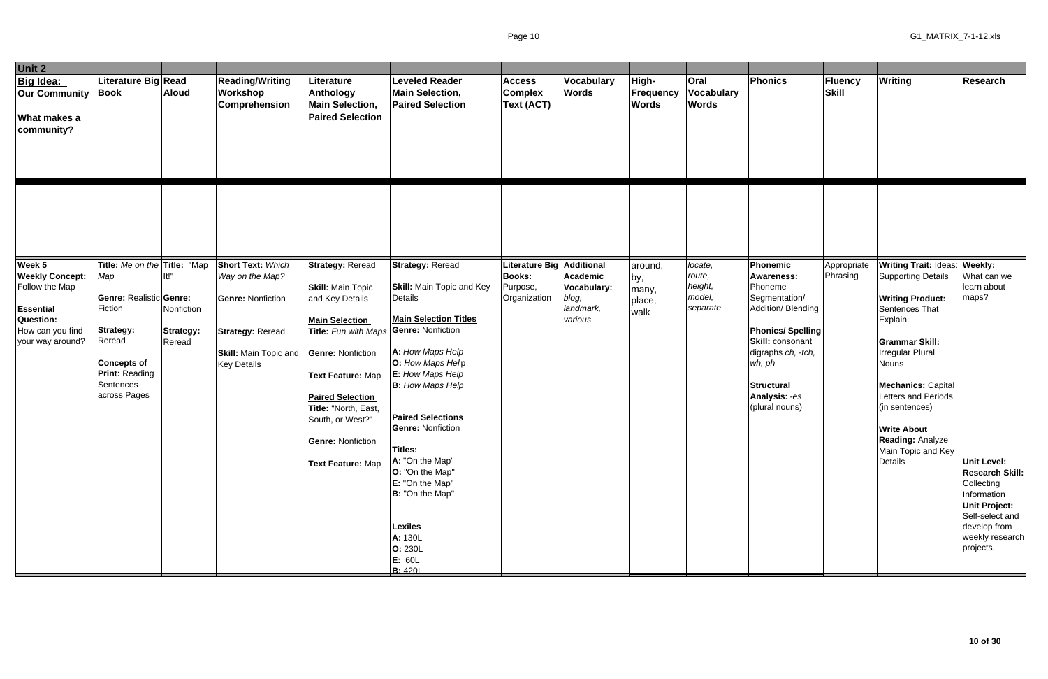| Unit 2 | | | | | | | | | | | | | |
|---|---|---|---|---|---|---|---|---|---|---|---|---|---|
| **Big Idea:** **Our Community** **What makes a community?** | **Literature Big Book** | **Read Aloud** | **Reading/Writing Workshop Comprehension** | **Literature Anthology Main Selection, Paired Selection** | **Leveled Reader Main Selection, Paired Selection** | **Access Complex Text (ACT)** | **Vocabulary Words** | **High-Frequency Words** | **Oral Vocabulary Words** | **Phonics** | **Fluency Skill** | **Writing** | **Research** |
| | | | | | | | | | | | | | |
| **Week 5** **Weekly Concept:** Follow the Map **Essential Question:** How can you find your way around? | **Title:** *Me on the Map* **Genre:** Realistic Fiction **Strategy:** Reread **Concepts of Print:** Reading Sentences across Pages | **Title:** "Map It!" **Genre:** Nonfiction **Strategy:** Reread | **Short Text:** *Which Way on the Map?* **Genre:** Nonfiction **Strategy:** Reread **Skill:** Main Topic and Key Details | **Strategy:** Reread **Skill:** Main Topic and Key Details **Main Selection Title:** *Fun with Maps* **Genre:** Nonfiction **Text Feature:** Map **Paired Selection Title:** "North, East, South, or West?" **Genre:** Nonfiction **Text Feature:** Map | **Strategy:** Reread **Skill:** Main Topic and Key Details **Main Selection Titles** **Genre:** Nonfiction **A:** *How Maps Help* **O:** *How Maps Help* **E:** *How Maps Help* **B:** *How Maps Help* **Paired Selections** **Genre:** Nonfiction **Titles:** **A:** "On the Map" **O:** "On the Map" **E:** "On the Map" **B:** "On the Map" **Lexiles** **A:** 130L **O:** 230L **E:** 60L **B:** 420L | **Literature Big Books:** Purpose, Organization | **Additional Academic Vocabulary:** *blog, landmark, various* | around, by, many, place, walk | *locate, route, height, model, separate* | **Phonemic Awareness:** Phoneme Segmentation/ Addition/ Blending **Phonics/ Spelling Skill:** consonant digraphs *ch, -tch, wh, ph* **Structural Analysis:** *-es* (plural nouns) | Appropriate Phrasing | **Writing Trait:** Ideas: Supporting Details **Writing Product:** Sentences That Explain **Grammar Skill:** Irregular Plural Nouns **Mechanics:** Capital Letters and Periods (in sentences) **Write About Reading:** Analyze Main Topic and Key Details | **Weekly:** What can we learn about maps? **Unit Level: Research Skill:** Collecting Information **Unit Project:** Self-select and develop from weekly research projects. |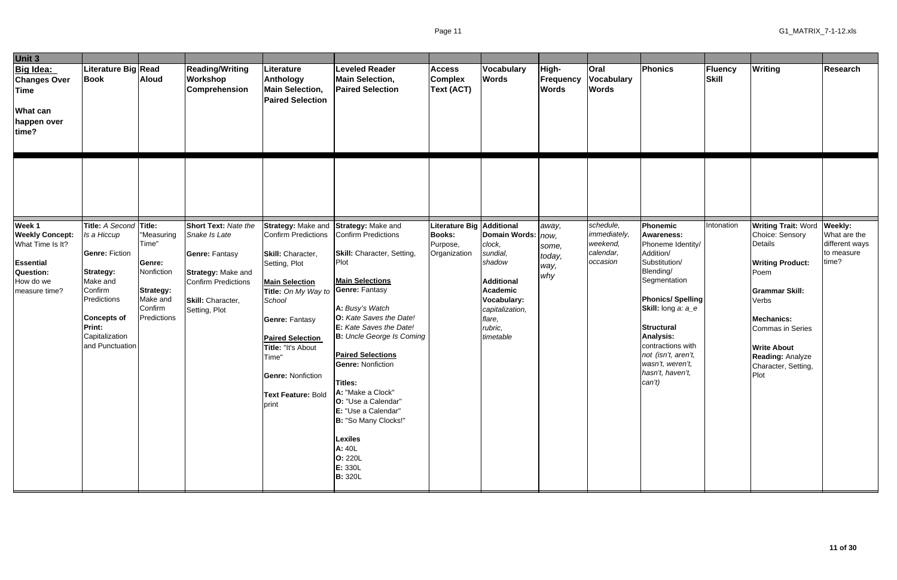| **Unit 3** | | | | | | | | | | | | | |
|---|---|---|---|---|---|---|---|---|---|---|---|---|---|
| **Big Idea: Changes Over Time**<br><br>**What can happen over time?** | **Literature Big Book** | **Read Aloud** | **Reading/Writing Workshop Comprehension** | **Literature Anthology Main Selection, Paired Selection** | **Leveled Reader Main Selection, Paired Selection** | **Access Complex Text (ACT)** | **Vocabulary Words** | **High-Frequency Words** | **Oral Vocabulary Words** | **Phonics** | **Fluency Skill** | **Writing** | **Research** |
| | | | | | | | | | | | | | |
| **Week 1**<br>**Weekly Concept:** What Time Is It?<br><br>**Essential Question:** How do we measure time? | **Title:** *A Second Is a Hiccup*<br><br>**Genre:** Fiction<br><br>**Strategy:** Make and Confirm Predictions<br><br>**Concepts of Print:** Capitalization and Punctuation | **Title:** "Measuring Time"<br><br>**Genre:** Nonfiction<br><br>**Strategy:** Make and Confirm Predictions | **Short Text:** *Nate the Snake Is Late*<br><br>**Genre:** Fantasy<br><br>**Strategy:** Make and Confirm Predictions<br><br>**Skill:** Character, Setting, Plot | **Strategy:** Make and Confirm Predictions<br><br>**Skill:** Character, Setting, Plot<br><br>**Main Selection**<br>**Title:** *On My Way to School*<br><br>**Genre:** Fantasy<br><br>**Paired Selection**<br>**Title:** "It's About Time"<br><br>**Genre:** Nonfiction<br><br>**Text Feature:** Bold print | **Strategy:** Make and Confirm Predictions<br><br>**Skill:** Character, Setting, Plot<br><br>**Main Selections**<br>**Genre:** Fantasy<br><br>**A:** *Busy's Watch*<br>**O:** *Kate Saves the Date!*<br>**E:** *Kate Saves the Date!*<br>**B:** *Uncle George Is Coming*<br><br>**Paired Selections**<br>**Genre:** Nonfiction<br><br>**Titles:**<br>**A:** "Make a Clock"<br>**O:** "Use a Calendar"<br>**E:** "Use a Calendar"<br>**B:** "So Many Clocks!"<br><br>**Lexiles**<br>**A:** 40L<br>**O:** 220L<br>**E:** 330L<br>**B:** 320L | **Literature Big Books:** Purpose, Organization | **Additional Domain Words:** *clock, sundial, shadow*<br><br>**Additional Academic Vocabulary:** *capitalization, flare, rubric, timetable* | *away, now, some, today, way, why* | *schedule, immediately, weekend, calendar, occasion* | **Phonemic Awareness:** Phoneme Identity/ Addition/ Substitution/ Blending/ Segmentation<br><br>**Phonics/ Spelling Skill:** long *a: a_e*<br><br>**Structural Analysis:** contractions with *not (isn't, aren't, wasn't, weren't, hasn't, haven't, can't)* | Intonation | **Writing Trait:** Word Choice: Sensory Details<br><br>**Writing Product:** Poem<br><br>**Grammar Skill:** Verbs<br><br>**Mechanics:** Commas in Series<br><br>**Write About Reading:** Analyze Character, Setting, Plot | **Weekly:** What are the different ways to measure time? |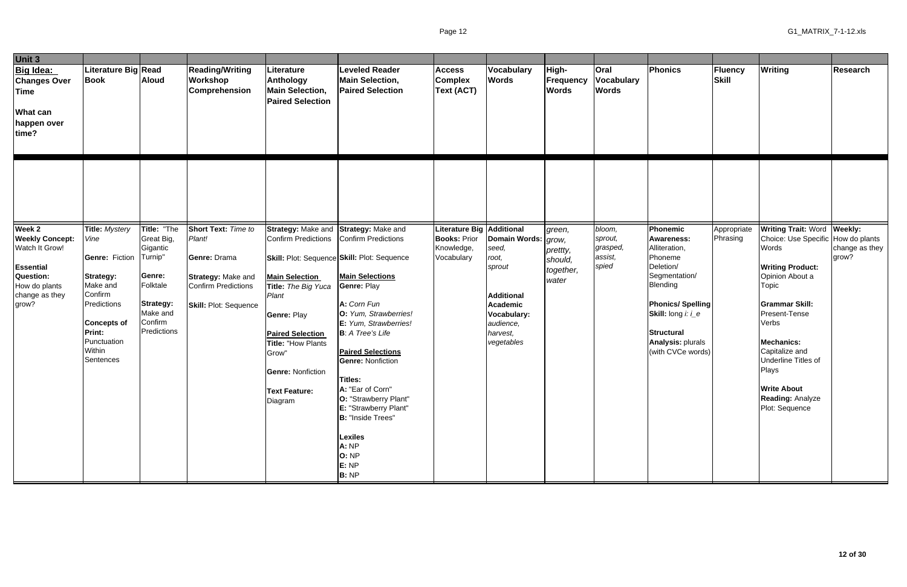| Unit 3 | | | | | | | | | | | | | |
|---|---|---|---|---|---|---|---|---|---|---|---|---|---|
| **Big Idea: Changes Over Time**<br><br>**What can happen over time?** | **Literature Big Book** | **Read Aloud** | **Reading/Writing Workshop Comprehension** | **Literature Anthology Main Selection, Paired Selection** | **Leveled Reader Main Selection, Paired Selection** | **Access Complex Text (ACT)** | **Vocabulary Words** | **High-Frequency Words** | **Oral Vocabulary Words** | **Phonics** | **Fluency Skill** | **Writing** | **Research** |
| | | | | | | | | | | | | | |
| **Week 2**<br>**Weekly Concept:** Watch It Grow!<br><br>**Essential Question:** How do plants change as they grow? | **Title:** *Mystery Vine*<br><br>**Genre:** Fiction<br><br>**Strategy:** Make and Confirm Predictions<br><br>**Concepts of Print:** Punctuation Within Sentences | **Title:** "The Great Big, Gigantic Turnip"<br><br>**Genre:** Folktale<br><br>**Strategy:** Make and Confirm Predictions | **Short Text:** *Time to Plant!*<br><br>**Genre:** Drama<br><br>**Strategy:** Make and Confirm Predictions<br><br>**Skill:** Plot: Sequence | **Strategy:** Make and Confirm Predictions<br><br>**Skill:** Plot: Sequence<br><br>**Main Selection**<br>**Title:** *The Big Yuca Plant*<br><br>**Genre:** Play<br><br>**Paired Selection**<br>**Title:** "How Plants Grow"<br><br>**Genre:** Nonfiction<br><br>**Text Feature:** Diagram | **Strategy:** Make and Confirm Predictions<br><br>**Skill:** Plot: Sequence<br><br>**Main Selections**<br>**Genre:** Play<br><br>**A:** *Corn Fun*<br>**O:** *Yum, Strawberries!*<br>**E:** *Yum, Strawberries!*<br>**B**: *A Tree's Life*<br><br>**Paired Selections**<br>**Genre:** Nonfiction<br><br>**Titles:**<br>**A:** "Ear of Corn"<br>**O:** "Strawberry Plant"<br>**E:** "Strawberry Plant"<br>**B:** "Inside Trees"<br><br>**Lexiles**<br>**A:** NP<br>**O:** NP<br>**E:** NP<br>**B:** NP | **Literature Big Books:** Prior Knowledge, Vocabulary | **Additional Domain Words:** *seed, root, sprout*<br><br>**Additional Academic Vocabulary:** *audience, harvest, vegetables* | *green, grow, prettty, should, together, water* | *bloom, sprout, grasped, assist, spied* | **Phonemic Awareness:** Alliteration, Phoneme Deletion/ Segmentation/ Blending<br><br>**Phonics/ Spelling Skill:** long *i: i_e*<br><br>**Structural Analysis:** plurals (with CVCe words) | Appropriate Phrasing | **Writing Trait:** Word Choice: Use Specific Words<br><br>**Writing Product:** Opinion About a Topic<br><br>**Grammar Skill:** Present-Tense Verbs<br><br>**Mechanics:** Capitalize and Underline Titles of Plays<br><br>**Write About Reading:** Analyze Plot: Sequence | **Weekly:** How do plants change as they grow? |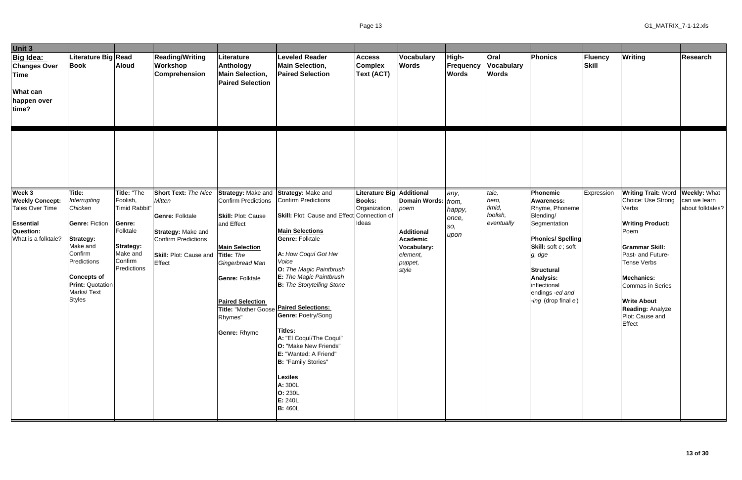| Unit 3 | | | | | | | | | | | | | |
|---|---|---|---|---|---|---|---|---|---|---|---|---|---|
| **Big Idea: Changes Over Time**<br><br>**What can happen over time?** | **Literature Big Book** | **Read Aloud** | **Reading/Writing Workshop Comprehension** | **Literature Anthology Main Selection, Paired Selection** | **Leveled Reader Main Selection, Paired Selection** | **Access Complex Text (ACT)** | **Vocabulary Words** | **High-Frequency Words** | **Oral Vocabulary Words** | **Phonics** | **Fluency Skill** | **Writing** | **Research** |
| | | | | | | | | | | | | | |
| **Week 3**<br>**Weekly Concept:** Tales Over Time<br><br>**Essential Question:** What is a folktale? | **Title:** *Interrupting Chicken*<br><br>**Genre:** Fiction<br><br>**Strategy:** Make and Confirm Predictions<br><br>**Concepts of Print:** Quotation Marks/ Text Styles | **Title:** "The Foolish, Timid Rabbit"<br><br>**Genre:** Folktale<br><br>**Strategy:** Make and Confirm Predictions | **Short Text:** *The Nice Mitten*<br><br>**Genre:** Folktale<br><br>**Strategy:** Make and Confirm Predictions<br><br>**Skill:** Plot: Cause and Effect | **Strategy:** Make and Confirm Predictions<br><br>**Skill:** Plot: Cause and Effect<br><br>**Main Selection**<br>**Title:** *The Gingerbread Man*<br><br>**Genre:** Folktale<br><br>**Paired Selection**<br>**Title:** "Mother Goose Rhymes"<br><br>**Genre:** Rhyme | **Strategy:** Make and Confirm Predictions<br><br>**Skill:** Plot: Cause and Effect<br><br>**Main Selections**<br>**Genre:** Folktale<br><br>**A:** *How Coquí Got Her Voice*<br>**O:** *The Magic Paintbrush*<br>**E:** *The Magic Paintbrush*<br>**B:** *The Storytelling Stone*<br><br>**Paired Selections:**<br>**Genre:** Poetry/Song<br><br>**Titles:**<br>**A:** "El Coquí/The Coquí"<br>**O:** "Make New Friends"<br>**E:** "Wanted: A Friend"<br>**B:** "Family Stories"<br><br>**Lexiles**<br>**A:** 300L<br>**O:** 230L<br>**E:** 240L<br>**B:** 460L | **Literature Big Books:** Organization, Connection of Ideas | **Additional Domain Words:** *poem*<br><br>**Additional Academic Vocabulary:** *element, puppet, style* | *any, from, happy, once, so, upon* | *tale, hero, timid, foolish, eventually* | **Phonemic Awareness:** Rhyme, Phoneme Blending/ Segmentation<br><br>**Phonics/ Spelling Skill:** soft *c*; soft *g*, *dge*<br><br>**Structural Analysis:** inflectional endings *-ed* and *-ing* (drop final *e*) | Expression | **Writing Trait:** Word Choice: Use Strong Verbs<br><br>**Writing Product:** Poem<br><br>**Grammar Skill:** Past- and Future-Tense Verbs<br><br>**Mechanics:** Commas in Series<br><br>**Write About Reading:** Analyze Plot: Cause and Effect | **Weekly:** What can we learn about folktales? |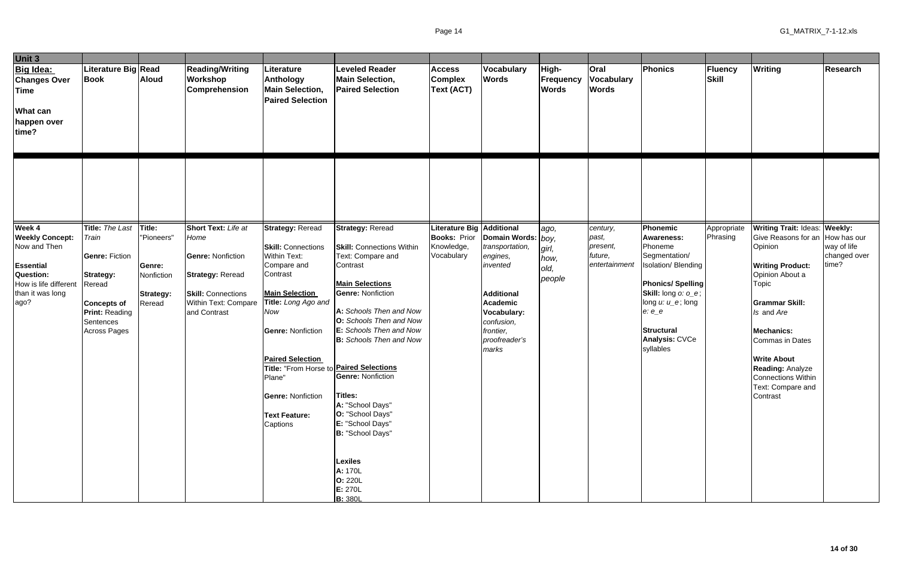| Unit 3 | | | | | | | | | | | | | |
|---|---|---|---|---|---|---|---|---|---|---|---|---|---|
| **Big Idea: Changes Over Time**<br><br>**What can happen over time?** | **Literature Big Book** | **Read Aloud** | **Reading/Writing Workshop Comprehension** | **Literature Anthology Main Selection, Paired Selection** | **Leveled Reader Main Selection, Paired Selection** | **Access Complex Text (ACT)** | **Vocabulary Words** | **High-Frequency Words** | **Oral Vocabulary Words** | **Phonics** | **Fluency Skill** | **Writing** | **Research** |
| | | | | | | | | | | | | | |
| **Week 4**<br>**Weekly Concept:** Now and Then<br><br>**Essential Question:** How is life different than it was long ago? | **Title:** *The Last Train*<br><br>**Genre:** Fiction<br><br>**Strategy:** Reread<br><br>**Concepts of Print:** Reading Sentences Across Pages | **Title:** "Pioneers"<br><br>**Genre:** Nonfiction<br><br>**Strategy:** Reread | **Short Text:** *Life at Home*<br><br>**Genre:** Nonfiction<br><br>**Strategy:** Reread<br><br>**Skill:** Connections Within Text: Compare and Contrast | **Strategy:** Reread<br><br>**Skill:** Connections Within Text: Compare and Contrast<br><br>**Main Selection**<br>**Title:** *Long Ago and Now*<br><br>**Genre:** Nonfiction<br><br>**Paired Selection**<br>**Title:** "From Horse to Plane"<br><br>**Genre:** Nonfiction<br><br>**Text Feature:** Captions | **Strategy:** Reread<br><br>**Skill:** Connections Within Text: Compare and Contrast<br><br>**Main Selections**<br>**Genre:** Nonfiction<br><br>**A:** *Schools Then and Now*<br>**O:** *Schools Then and Now*<br>**E:** *Schools Then and Now*<br>**B:** *Schools Then and Now*<br><br>**Paired Selections**<br>**Genre:** Nonfiction<br><br>**Titles:**<br>**A:** "School Days"<br>**O:** "School Days"<br>**E:** "School Days"<br>**B:** "School Days"<br><br>**Lexiles**<br>**A:** 170L<br>**O:** 220L<br>**E:** 270L<br>**B:** 380L | **Literature Big Books:** Prior Knowledge, Vocabulary | **Additional Domain Words:** *transportation, engines, invented*<br><br>**Additional Academic Vocabulary:** *confusion, frontier, proofreader's marks* | *ago, boy, girl, how, old, people* | *century, past, present, future, entertainment* | **Phonemic Awareness:** Phoneme Segmentation/ Isolation/ Blending<br><br>**Phonics/ Spelling Skill:** long *o: o_e*; long *u: u_e*; long *e: e_e*<br><br>**Structural Analysis:** CVCe syllables | Appropriate Phrasing | **Writing Trait:** Ideas: Give Reasons for an Opinion<br><br>**Writing Product:** Opinion About a Topic<br><br>**Grammar Skill:** *Is* and *Are*<br><br>**Mechanics:** Commas in Dates<br><br>**Write About Reading:** Analyze Connections Within Text: Compare and Contrast | **Weekly:** How has our way of life changed over time? |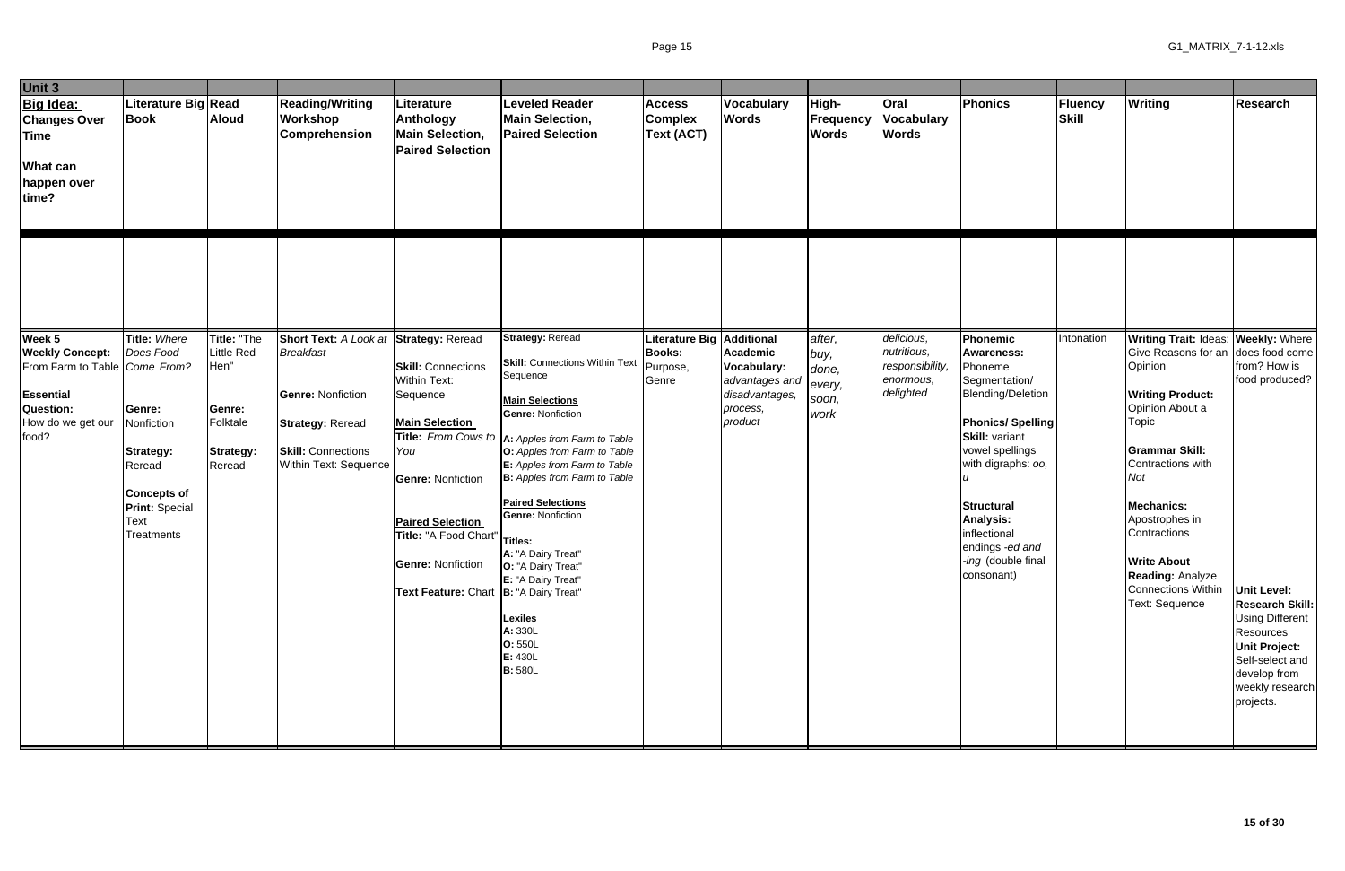| Unit 3 | | | | | | | | | | | | | |
|---|---|---|---|---|---|---|---|---|---|---|---|---|---|
| **Big Idea: Changes Over Time** **What can happen over time?** | **Literature Big Book** | **Read Aloud** | **Reading/Writing Workshop Comprehension** | **Literature Anthology Main Selection, Paired Selection** | **Leveled Reader Main Selection, Paired Selection** | **Access Complex Text (ACT)** | **Vocabulary Words** | **High-Frequency Words** | **Oral Vocabulary Words** | **Phonics** | **Fluency Skill** | **Writing** | **Research** |
| | | | | | | | | | | | | | |
| **Week 5** **Weekly Concept:** From Farm to Table **Essential Question:** How do we get our food? | **Title:** *Where Does Food Come From?* **Genre:** Nonfiction **Strategy:** Reread **Concepts of Print:** Special Text Treatments | **Title:** "The Little Red Hen" **Genre:** Folktale **Strategy:** Reread | **Short Text:** *A Look at Breakfast* **Genre:** Nonfiction **Strategy:** Reread **Skill:** Connections Within Text: Sequence | **Strategy:** Reread **Skill:** Connections Within Text: Sequence **Main Selection** **Title:** *From Cows to You* **Genre:** Nonfiction **Paired Selection** **Title:** "A Food Chart" **Genre:** Nonfiction **Text Feature:** Chart | **Strategy:** Reread **Skill:** Connections Within Text: Sequence **Main Selections** **Genre:** Nonfiction **A:** *Apples from Farm to Table* **O:** *Apples from Farm to Table* **E:** *Apples from Farm to Table* **B:** *Apples from Farm to Table* **Paired Selections** **Genre:** Nonfiction **Titles:** **A:** "A Dairy Treat" **O:** "A Dairy Treat" **E:** "A Dairy Treat" **B:** "A Dairy Treat" **Lexiles** **A:** 330L **O:** 550L **E:** 430L **B:** 580L | **Literature Big Books:** Purpose, Genre | **Additional Academic Vocabulary:** *advantages and disadvantages, process, product* | *after, buy, done, every, soon, work* | *delicious, nutritious, responsibility, enormous, delighted* | **Phonemic Awareness:** Phoneme Segmentation/ Blending/Deletion **Phonics/ Spelling Skill:** variant vowel spellings with digraphs: *oo, u* **Structural Analysis:** inflectional endings *-ed and -ing* (double final consonant) | Intonation | **Writing Trait:** Ideas: Give Reasons for an Opinion **Writing Product:** Opinion About a Topic **Grammar Skill:** Contractions with *Not* **Mechanics:** Apostrophes in Contractions **Write About Reading:** Analyze Connections Within Text: Sequence | **Weekly:** Where does food come from? How is food produced? **Unit Level: Research Skill:** Using Different Resources **Unit Project:** Self-select and develop from weekly research projects. |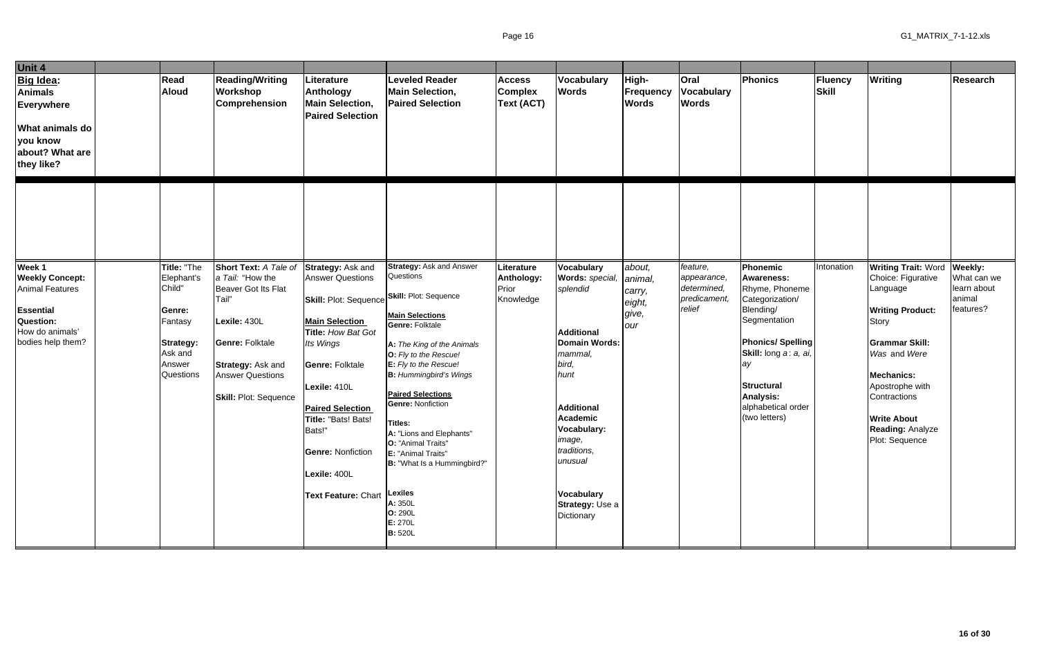| Unit 4 | | | | | | | | | | | | | | |
|---|---|---|---|---|---|---|---|---|---|---|---|---|---|---|
| **Big Idea: Animals Everywhere**<br><br>**What animals do you know about? What are they like?** | | **Read Aloud** | **Reading/Writing Workshop Comprehension** | **Literature Anthology Main Selection, Paired Selection** | **Leveled Reader Main Selection, Paired Selection** | **Access Complex Text (ACT)** | **Vocabulary Words** | **High-Frequency Words** | **Oral Vocabulary Words** | **Phonics** | **Fluency Skill** | **Writing** | **Research** |
| | | | | | | | | | | | | | |
| **Week 1**<br>**Weekly Concept:** Animal Features<br><br>**Essential Question:** How do animals' bodies help them? | | **Title:** "The Elephant's Child"<br><br>**Genre:** Fantasy<br><br>**Strategy:** Ask and Answer Questions | **Short Text:** *A Tale of a Tail:* "How the Beaver Got Its Flat Tail"<br><br>**Lexile:** 430L<br><br>**Genre:** Folktale<br><br>**Strategy:** Ask and Answer Questions<br><br>**Skill:** Plot: Sequence | **Strategy:** Ask and Answer Questions<br><br>**Skill:** Plot: Sequence<br><br>**Main Selection**<br>**Title:** *How Bat Got Its Wings*<br><br>**Genre:** Folktale<br><br>**Lexile:** 410L<br><br>**Paired Selection**<br>**Title:** "Bats! Bats! Bats!"<br><br>**Genre:** Nonfiction<br><br>**Lexile:** 400L<br><br>**Text Feature:** Chart | **Strategy:** Ask and Answer Questions<br><br>**Skill:** Plot: Sequence<br><br>**Main Selections**<br>**Genre:** Folktale<br><br>**A:** *The King of the Animals*<br>**O:** *Fly to the Rescue!*<br>**E:** *Fly to the Rescue!*<br>**B:** *Hummingbird's Wings*<br><br>**Paired Selections**<br>**Genre:** Nonfiction<br><br>**Titles:**<br>**A:** "Lions and Elephants"<br>**O:** "Animal Traits"<br>**E:** "Animal Traits"<br>**B:** "What Is a Hummingbird?"<br><br>**Lexiles**<br>**A:** 350L<br>**O:** 290L<br>**E:** 270L<br>**B:** 520L | **Literature Anthology:** Prior Knowledge | **Vocabulary Words:** *special, splendid*<br><br>**Additional Domain Words:** *mammal, bird, hunt*<br><br>**Additional Academic Vocabulary:** *image, traditions, unusual*<br><br>**Vocabulary Strategy:** Use a Dictionary | *about, animal, carry, eight, give, our* | *feature, appearance, determined, predicament, relief* | **Phonemic Awareness:** Rhyme, Phoneme Categorization/ Blending/ Segmentation<br><br>**Phonics/ Spelling Skill:** long *a*: *a, ai, ay*<br><br>**Structural Analysis:** alphabetical order (two letters) | Intonation | **Writing Trait:** Word Choice: Figurative Language<br><br>**Writing Product:** Story<br><br>**Grammar Skill:** *Was* and *Were*<br><br>**Mechanics:** Apostrophe with Contractions<br><br>**Write About Reading:** Analyze Plot: Sequence | **Weekly:** What can we learn about animal features? |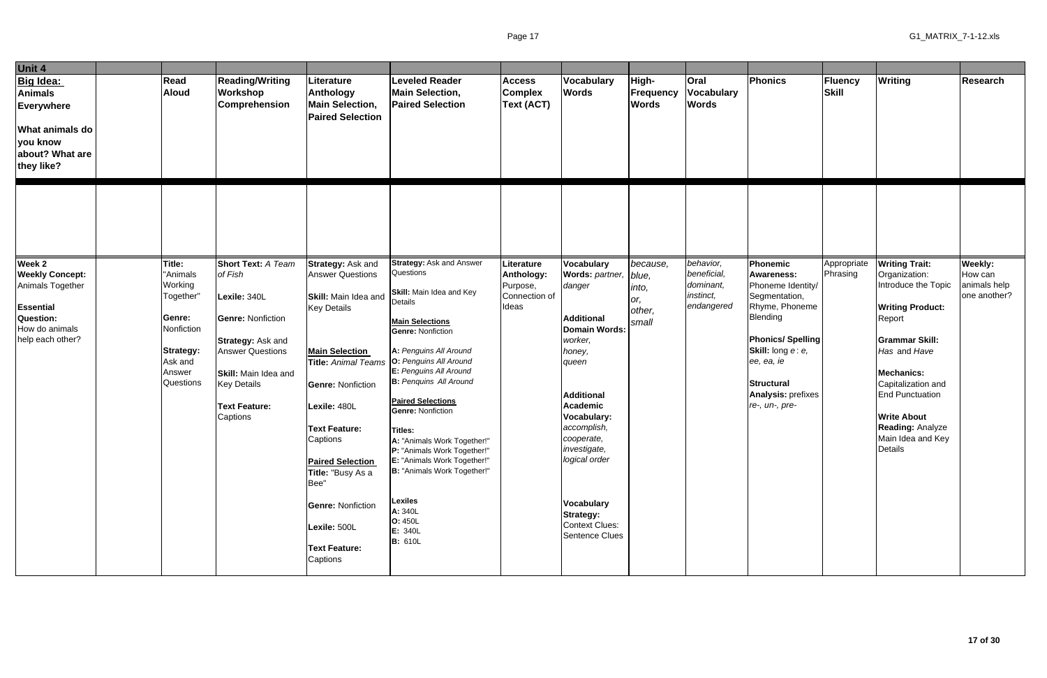| Unit 4 | | | | | | | | | | | | | | |
|---|---|---|---|---|---|---|---|---|---|---|---|---|---|---|
| **Big Idea: Animals Everywhere**<br><br>**What animals do you know about? What are they like?** | | **Read Aloud** | **Reading/Writing Workshop Comprehension** | **Literature Anthology Main Selection, Paired Selection** | **Leveled Reader Main Selection, Paired Selection** | **Access Complex Text (ACT)** | **Vocabulary Words** | **High-Frequency Words** | **Oral Vocabulary Words** | **Phonics** | **Fluency Skill** | **Writing** | **Research** |
| | | | | | | | | | | | | | |
| **Week 2**<br>**Weekly Concept:** Animals Together<br><br>**Essential Question:** How do animals help each other? | | **Title:** "Animals Working Together"<br><br>**Genre:** Nonfiction<br><br>**Strategy:** Ask and Answer Questions | **Short Text:** *A Team of Fish*<br><br>**Lexile:** 340L<br><br>**Genre:** Nonfiction<br><br>**Strategy:** Ask and Answer Questions<br><br>**Skill:** Main Idea and Key Details<br><br>**Text Feature:** Captions | **Strategy:** Ask and Answer Questions<br><br>**Skill:** Main Idea and Key Details<br><br>**Main Selection Title:** *Animal Teams*<br><br>**Genre:** Nonfiction<br><br>**Lexile:** 480L<br><br>**Text Feature:** Captions<br><br>**Paired Selection Title:** "Busy As a Bee"<br><br>**Genre:** Nonfiction<br><br>**Lexile:** 500L<br><br>**Text Feature:** Captions | **Strategy:** Ask and Answer Questions<br><br>**Skill:** Main Idea and Key Details<br><br>**Main Selections**<br>**Genre:** Nonfiction<br><br>**A:** *Penguins All Around*<br>**O:** *Penguins All Around*<br>**E:** *Penguins All Around*<br>**B:** *Penquins All Around*<br><br>**Paired Selections**<br>**Genre:** Nonfiction<br><br>**Titles:**<br>**A:** "Animals Work Together!"<br>**P:** "Animals Work Together!"<br>**E:** "Animals Work Together!"<br>**B:** "Animals Work Together!"<br><br>**Lexiles**<br>**A:** 340L<br>**O:** 450L<br>**E:** 340L<br>**B:** 610L | **Literature Anthology:** Purpose, Connection of Ideas | **Vocabulary Words:** *partner, danger*<br><br>**Additional Domain Words:** *worker, honey, queen*<br><br>**Additional Academic Vocabulary:** *accomplish, cooperate, investigate, logical order*<br><br>**Vocabulary Strategy:** Context Clues: Sentence Clues | *because, blue, into, or, other, small* | *behavior, beneficial, dominant, instinct, endangered* | **Phonemic Awareness:** Phoneme Identity/ Segmentation, Rhyme, Phoneme Blending<br><br>**Phonics/ Spelling Skill:** long *e*: *e, ee, ea, ie*<br><br>**Structural Analysis:** prefixes *re-, un-, pre-* | Appropriate Phrasing | **Writing Trait:** Organization: Introduce the Topic<br><br>**Writing Product:** Report<br><br>**Grammar Skill:** *Has* and *Have*<br><br>**Mechanics:** Capitalization and End Punctuation<br><br>**Write About Reading:** Analyze Main Idea and Key Details | **Weekly:** How can animals help one another? |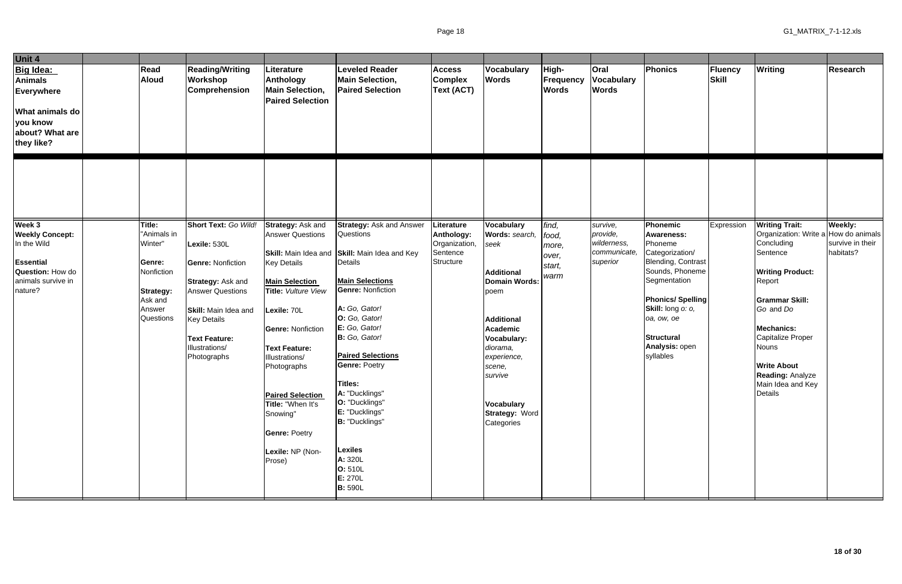| Unit 4 | | | | | | | | | | | | | |
|---|---|---|---|---|---|---|---|---|---|---|---|---|---|
| **Big Idea: Animals Everywhere**<br><br>**What animals do you know about? What are they like?** | | **Read Aloud** | **Reading/Writing Workshop Comprehension** | **Literature Anthology Main Selection, Paired Selection** | **Leveled Reader Main Selection, Paired Selection** | **Access Complex Text (ACT)** | **Vocabulary Words** | **High-Frequency Words** | **Oral Vocabulary Words** | **Phonics** | **Fluency Skill** | **Writing** | **Research** |
| | | | | | | | | | | | | | |
| **Week 3**<br>**Weekly Concept:** In the Wild<br><br>**Essential Question:** How do animals survive in nature? | | **Title:** "Animals in Winter"<br><br>**Genre:** Nonfiction<br><br>**Strategy:** Ask and Answer Questions | **Short Text:** *Go Wild!*<br><br>**Lexile:** 530L<br><br>**Genre:** Nonfiction<br><br>**Strategy:** Ask and Answer Questions<br><br>**Skill:** Main Idea and Key Details<br><br>**Text Feature:** Illustrations/ Photographs | **Strategy:** Ask and Answer Questions<br><br>**Skill:** Main Idea and Key Details<br><br>**Main Selection Title:** *Vulture View*<br><br>**Lexile:** 70L<br><br>**Genre:** Nonfiction<br><br>**Text Feature:** Illustrations/ Photographs<br><br>**Paired Selection Title:** "When It's Snowing"<br><br>**Genre:** Poetry<br><br>**Lexile:** NP (Non-Prose) | **Strategy:** Ask and Answer Questions<br><br>**Skill:** Main Idea and Key Details<br><br>**Main Selections**<br>**Genre:** Nonfiction<br><br>**A:** *Go, Gator!*<br>**O:** *Go, Gator!*<br>**E:** *Go, Gator!*<br>**B:** *Go, Gator!*<br><br>**Paired Selections**<br>**Genre:** Poetry<br><br>**Titles:**<br>**A:** "Ducklings"<br>**O:** "Ducklings"<br>**E:** "Ducklings"<br>**B:** "Ducklings"<br><br>**Lexiles**<br>**A:** 320L<br>**O:** 510L<br>**E:** 270L<br>**B:** 590L | **Literature Anthology:** Organization, Sentence Structure | **Vocabulary Words:** *search, seek*<br><br>**Additional Domain Words:** poem<br><br>**Additional Academic Vocabulary:** *diorama, experience, scene, survive*<br><br>**Vocabulary Strategy:** Word Categories | *find, food, more, over, start, warm* | *survive, provide, wilderness, communicate, superior* | **Phonemic Awareness:** Phoneme Categorization/ Blending, Contrast Sounds, Phoneme Segmentation<br><br>**Phonics/ Spelling Skill:** long *o: o, oa, ow, oe*<br><br>**Structural Analysis:** open syllables | Expression | **Writing Trait:** Organization: Write a Concluding Sentence<br><br>**Writing Product:** Report<br><br>**Grammar Skill:** *Go* and *Do*<br><br>**Mechanics:** Capitalize Proper Nouns<br><br>**Write About Reading:** Analyze Main Idea and Key Details | **Weekly:** How do animals survive in their habitats? |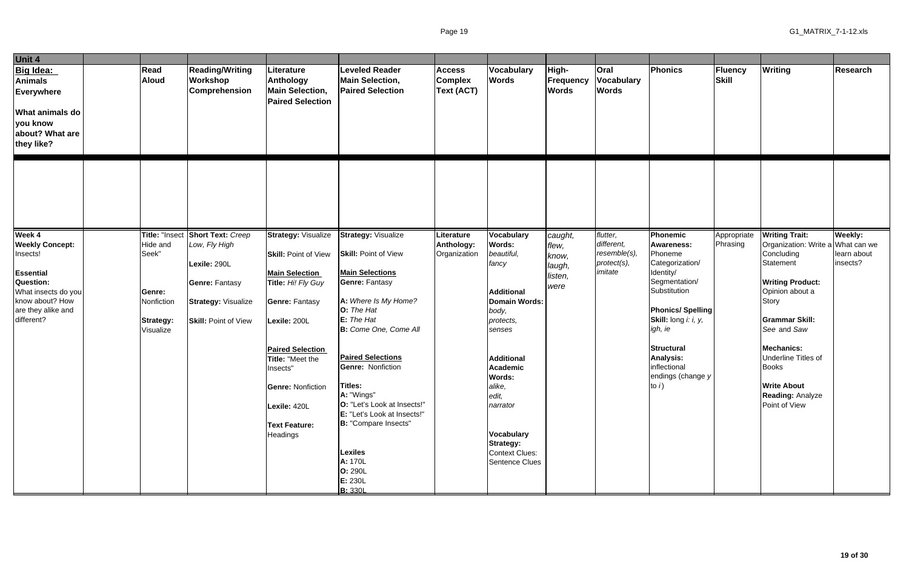| Unit 4 | | | | | | | | | | | | | | |
|---|---|---|---|---|---|---|---|---|---|---|---|---|---|---|
| **Big Idea: Animals Everywhere**<br><br>**What animals do you know about? What are they like?** | | **Read Aloud** | **Reading/Writing Workshop Comprehension** | **Literature Anthology Main Selection, Paired Selection** | **Leveled Reader Main Selection, Paired Selection** | **Access Complex Text (ACT)** | **Vocabulary Words** | **High-Frequency Words** | **Oral Vocabulary Words** | **Phonics** | **Fluency Skill** | **Writing** | **Research** |
| | | | | | | | | | | | | | |
| **Week 4**<br>**Weekly Concept:** Insects!<br><br>**Essential Question:** What insects do you know about? How are they alike and different? | | **Title:** "Insect Hide and Seek"<br><br>**Genre:** Nonfiction<br><br>**Strategy:** Visualize | **Short Text:** *Creep Low, Fly High*<br><br>**Lexile:** 290L<br><br>**Genre:** Fantasy<br><br>**Strategy:** Visualize<br><br>**Skill:** Point of View | **Strategy:** Visualize<br><br>**Skill:** Point of View<br><br>**Main Selection**<br>**Title:** *Hi! Fly Guy*<br><br>**Genre:** Fantasy<br><br>**Lexile:** 200L<br><br>**Paired Selection**<br>**Title:** "Meet the Insects"<br><br>**Genre:** Nonfiction<br><br>**Lexile:** 420L<br><br>**Text Feature:** Headings | **Strategy:** Visualize<br><br>**Skill:** Point of View<br><br>**Main Selections**<br>**Genre:** Fantasy<br><br>**A:** *Where Is My Home?*<br>**O:** *The Hat*<br>**E:** *The Hat*<br>**B:** *Come One, Come All*<br><br>**Paired Selections**<br>**Genre:** Nonfiction<br><br>**Titles:**<br>**A:** "Wings"<br>**O:** "Let's Look at Insects!"<br>**E:** "Let's Look at Insects!"<br>**B:** "Compare Insects"<br><br>**Lexiles**<br>**A:** 170L<br>**O:** 290L<br>**E:** 230L<br>**B:** 330L | **Literature Anthology:** Organization | **Vocabulary Words:** *beautiful, fancy*<br><br>**Additional Domain Words:** *body, protects, senses*<br><br>**Additional Academic Words:** *alike, edit, narrator*<br><br>**Vocabulary Strategy:** Context Clues: Sentence Clues | *caught, flew, know, laugh, listen, were* | *flutter, different, resemble(s), protect(s), imitate* | **Phonemic Awareness:** Phoneme Categorization/ Identity/ Segmentation/ Substitution<br><br>**Phonics/ Spelling Skill:** long *i*: *i, y, igh, ie*<br><br>**Structural Analysis:** inflectional endings (change *y* to *i*) | Appropriate Phrasing | **Writing Trait:** Organization: Write a Concluding Statement<br><br>**Writing Product:** Opinion about a Story<br><br>**Grammar Skill:** *See* and *Saw*<br><br>**Mechanics:** Underline Titles of Books<br><br>**Write About Reading:** Analyze Point of View | **Weekly:** What can we learn about insects? |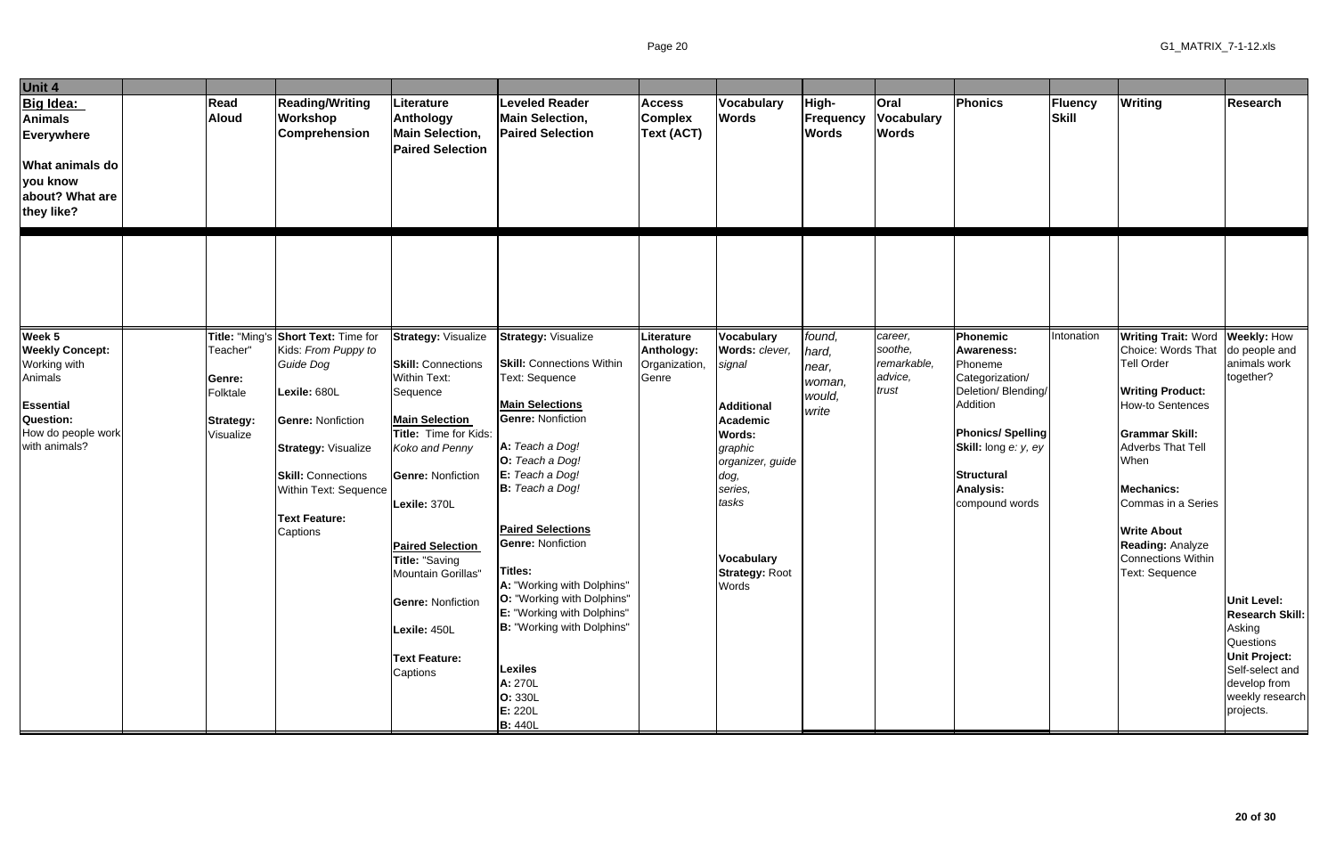| Unit 4 | | | | | | | | | | | | | | |
|---|---|---|---|---|---|---|---|---|---|---|---|---|---|---|
| **Big Idea: Animals Everywhere** **What animals do you know about? What are they like?** | | **Read Aloud** | **Reading/Writing Workshop Comprehension** | **Literature Anthology Main Selection, Paired Selection** | **Leveled Reader Main Selection, Paired Selection** | **Access Complex Text (ACT)** | **Vocabulary Words** | **High-Frequency Words** | **Oral Vocabulary Words** | **Phonics** | **Fluency Skill** | **Writing** | **Research** |
| | | | | | | | | | | | | | |
| **Week 5** **Weekly Concept:** Working with Animals **Essential Question:** How do people work with animals? | | **Title:** "Ming's Teacher" **Genre:** Folktale **Strategy:** Visualize | **Short Text:** Time for Kids: *From Puppy to Guide Dog* **Lexile:** 680L **Genre:** Nonfiction **Strategy:** Visualize **Skill:** Connections Within Text: Sequence **Text Feature:** Captions | **Strategy:** Visualize **Skill:** Connections Within Text: Sequence **Main Selection Title:** Time for Kids: *Koko and Penny* **Genre:** Nonfiction **Lexile:** 370L **Paired Selection Title:** "Saving Mountain Gorillas" **Genre:** Nonfiction **Lexile:** 450L **Text Feature:** Captions | **Strategy:** Visualize **Skill:** Connections Within Text: Sequence **Main Selections Genre:** Nonfiction **A:** *Teach a Dog!* **O:** *Teach a Dog!* **E:** *Teach a Dog!* **B:** *Teach a Dog!* **Paired Selections Genre:** Nonfiction **Titles:** **A:** "Working with Dolphins" **O:** "Working with Dolphins" **E:** "Working with Dolphins" **B:** "Working with Dolphins" **Lexiles** **A:** 270L **O:** 330L **E:** 220L **B:** 440L | **Literature Anthology:** Organization, Genre | **Vocabulary Words:** *clever, signal* **Additional Academic Words:** *graphic organizer, guide dog, series, tasks* **Vocabulary Strategy:** Root Words | *found, hard, near, woman, would, write* | *career, soothe, remarkable, advice, trust* | **Phonemic Awareness:** Phoneme Categorization/ Deletion/ Blending/ Addition **Phonics/ Spelling Skill:** long *e: y, ey* **Structural Analysis:** compound words | Intonation | **Writing Trait:** Word Choice: Words That Tell Order **Writing Product:** How-to Sentences **Grammar Skill:** Adverbs That Tell When **Mechanics:** Commas in a Series **Write About Reading:** Analyze Connections Within Text: Sequence | **Weekly:** How do people and animals work together? **Unit Level: Research Skill:** Asking Questions **Unit Project:** Self-select and develop from weekly research projects. |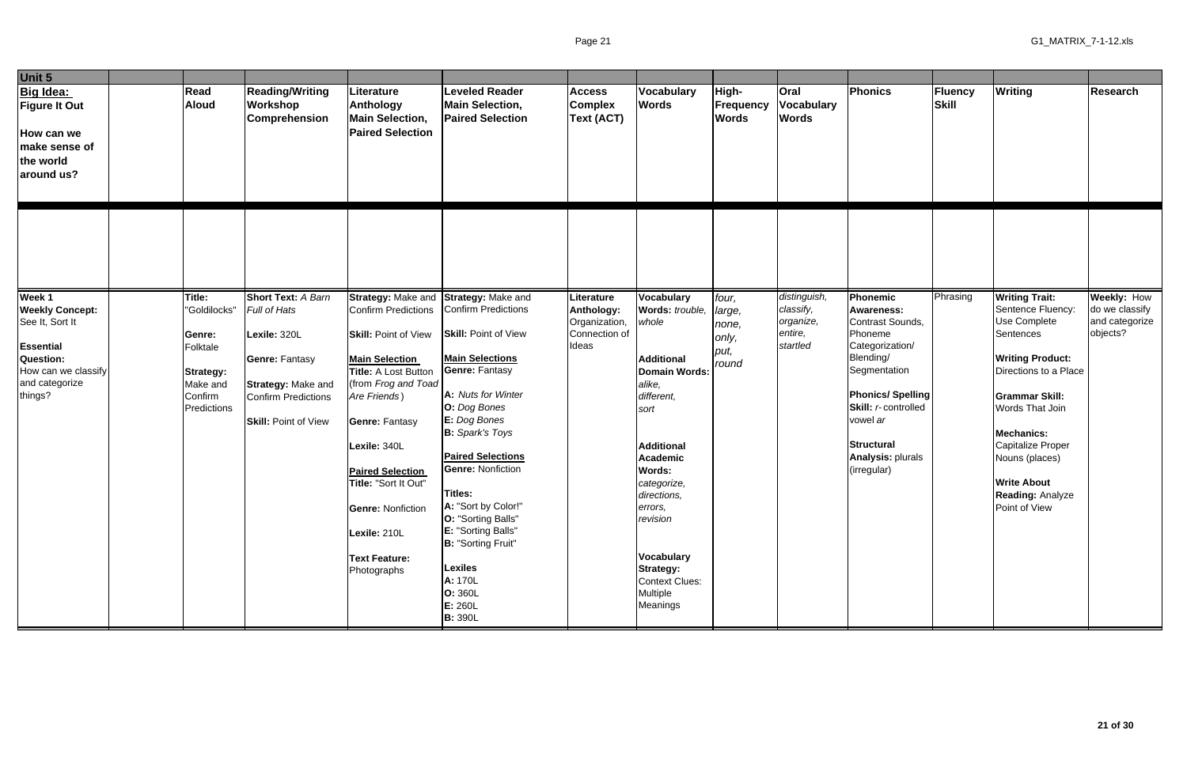| Unit 5 | | | | | | | | | | | | | | |
|---|---|---|---|---|---|---|---|---|---|---|---|---|---|---|
| **Big Idea: Figure It Out**<br><br>**How can we make sense of the world around us?** | | **Read Aloud** | **Reading/Writing Workshop Comprehension** | **Literature Anthology Main Selection, Paired Selection** | **Leveled Reader Main Selection, Paired Selection** | **Access Complex Text (ACT)** | **Vocabulary Words** | **High-Frequency Words** | **Oral Vocabulary Words** | **Phonics** | **Fluency Skill** | **Writing** | **Research** |
| | | | | | | | | | | | | | |
| **Week 1**<br>**Weekly Concept:** See It, Sort It<br><br>**Essential Question:** How can we classify and categorize things? | | **Title:** "Goldilocks"<br><br>**Genre:** Folktale<br><br>**Strategy:** Make and Confirm Predictions | **Short Text:** *A Barn Full of Hats*<br><br>**Lexile:** 320L<br><br>**Genre:** Fantasy<br><br>**Strategy:** Make and Confirm Predictions<br><br>**Skill:** Point of View | **Strategy:** Make and Confirm Predictions<br><br>**Skill:** Point of View<br><br>**Main Selection**<br>**Title:** A Lost Button (from *Frog and Toad Are Friends*)<br><br>**Genre:** Fantasy<br><br>**Lexile:** 340L<br><br>**Paired Selection**<br>**Title:** "Sort It Out"<br><br>**Genre:** Nonfiction<br><br>**Lexile:** 210L<br><br>**Text Feature:** Photographs | **Strategy:** Make and Confirm Predictions<br><br>**Skill:** Point of View<br><br>**Main Selections**<br>**Genre:** Fantasy<br><br>**A:** *Nuts for Winter*<br>**O:** *Dog Bones*<br>**E:** *Dog Bones*<br>**B:** *Spark's Toys*<br><br>**Paired Selections**<br>**Genre:** Nonfiction<br><br>**Titles:**<br>**A:** "Sort by Color!"<br>**O:** "Sorting Balls"<br>**E:** "Sorting Balls"<br>**B:** "Sorting Fruit"<br><br>**Lexiles**<br>**A:** 170L<br>**O:** 360L<br>**E:** 260L<br>**B:** 390L | **Literature Anthology:** Organization, Connection of Ideas | **Vocabulary Words:** *trouble, whole*<br><br>**Additional Domain Words:** *alike, different, sort*<br><br>**Additional Academic Words:** *categorize, directions, errors, revision*<br><br>**Vocabulary Strategy:** Context Clues: Multiple Meanings | *four, large, none, only, put, round* | *distinguish, classify, organize, entire, startled* | **Phonemic Awareness:** Contrast Sounds, Phoneme Categorization/ Blending/ Segmentation<br><br>**Phonics/ Spelling Skill:** *r*-controlled vowel *ar*<br><br>**Structural Analysis:** plurals (irregular) | Phrasing | **Writing Trait:** Sentence Fluency: Use Complete Sentences<br><br>**Writing Product:** Directions to a Place<br><br>**Grammar Skill:** Words That Join<br><br>**Mechanics:** Capitalize Proper Nouns (places)<br><br>**Write About Reading:** Analyze Point of View | **Weekly:** How do we classify and categorize objects? |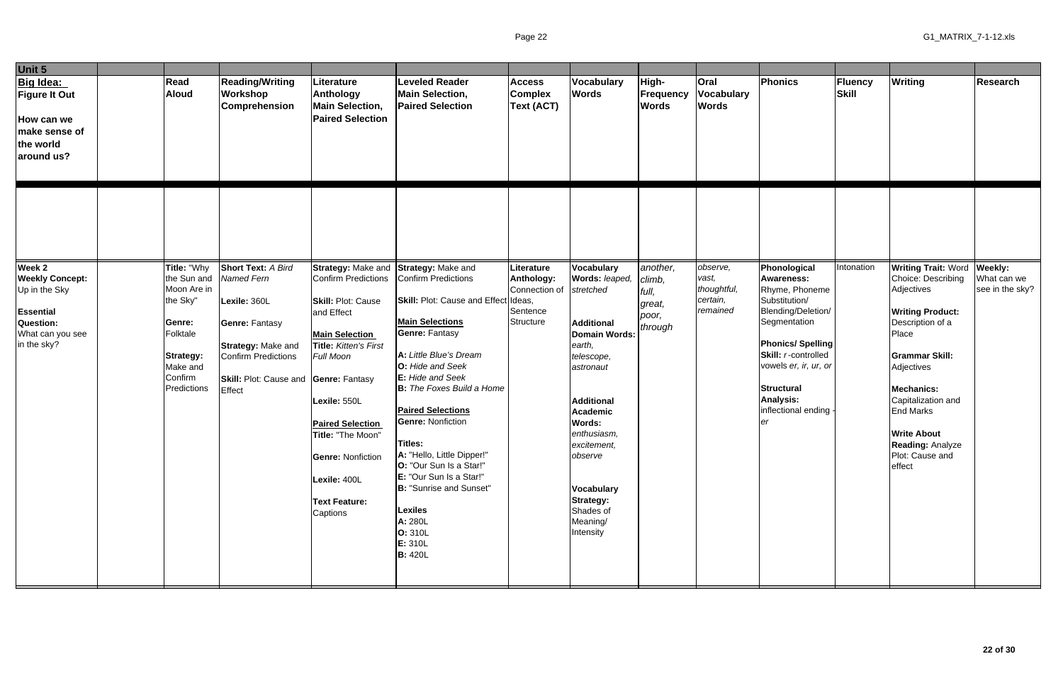| Unit 5 | | | | | | | | | | | | | |
|---|---|---|---|---|---|---|---|---|---|---|---|---|---|
| **Big Idea: Figure It Out**<br><br>**How can we make sense of the world around us?** | | **Read Aloud** | **Reading/Writing Workshop Comprehension** | **Literature Anthology Main Selection, Paired Selection** | **Leveled Reader Main Selection, Paired Selection** | **Access Complex Text (ACT)** | **Vocabulary Words** | **High-Frequency Words** | **Oral Vocabulary Words** | **Phonics** | **Fluency Skill** | **Writing** | **Research** |
| | | | | | | | | | | | | | |
| **Week 2**<br>**Weekly Concept:** Up in the Sky<br><br>**Essential Question:** What can you see in the sky? | | **Title:** "Why the Sun and Moon Are in the Sky"<br><br>**Genre:** Folktale<br><br>**Strategy:** Make and Confirm Predictions | **Short Text:** *A Bird Named Fern*<br><br>**Lexile:** 360L<br><br>**Genre:** Fantasy<br><br>**Strategy:** Make and Confirm Predictions<br><br>**Skill:** Plot: Cause and Effect | **Strategy:** Make and Confirm Predictions<br><br>**Skill:** Plot: Cause and Effect<br><br>**Main Selection Title:** *Kitten's First Full Moon*<br><br>**Genre:** Fantasy<br><br>**Lexile:** 550L<br><br>**Paired Selection Title:** "The Moon"<br><br>**Genre:** Nonfiction<br><br>**Lexile:** 400L<br><br>**Text Feature:** Captions | **Strategy:** Make and Confirm Predictions<br><br>**Skill:** Plot: Cause and Effect<br><br>**Main Selections**<br>**Genre:** Fantasy<br><br>**A:** *Little Blue's Dream*<br>**O:** *Hide and Seek*<br>**E:** *Hide and Seek*<br>**B:** *The Foxes Build a Home*<br><br>**Paired Selections**<br>**Genre:** Nonfiction<br><br>**Titles:**<br>**A:** "Hello, Little Dipper!"<br>**O:** "Our Sun Is a Star!"<br>**E:** "Our Sun Is a Star!"<br>**B:** "Sunrise and Sunset"<br><br>**Lexiles**<br>**A:** 280L<br>**O:** 310L<br>**E:** 310L<br>**B:** 420L | **Literature Anthology:** Connection of Ideas, Sentence Structure | **Vocabulary Words:** *leaped, stretched*<br><br>**Additional Domain Words:** *earth, telescope, astronaut*<br><br>**Additional Academic Words:** *enthusiasm, excitement, observe*<br><br>**Vocabulary Strategy:** Shades of Meaning/ Intensity | *another, climb, full, great, poor, through* | *observe, vast, thoughtful, certain, remained* | **Phonological Awareness:** Rhyme, Phoneme Substitution/ Blending/Deletion/ Segmentation<br><br>**Phonics/ Spelling Skill:** *r*-controlled vowels *er, ir, ur, or*<br><br>**Structural Analysis:** inflectional ending -*er* | Intonation | **Writing Trait:** Word Choice: Describing Adjectives<br><br>**Writing Product:** Description of a Place<br><br>**Grammar Skill:** Adjectives<br><br>**Mechanics:** Capitalization and End Marks<br><br>**Write About Reading:** Analyze Plot: Cause and effect | **Weekly:** What can we see in the sky? |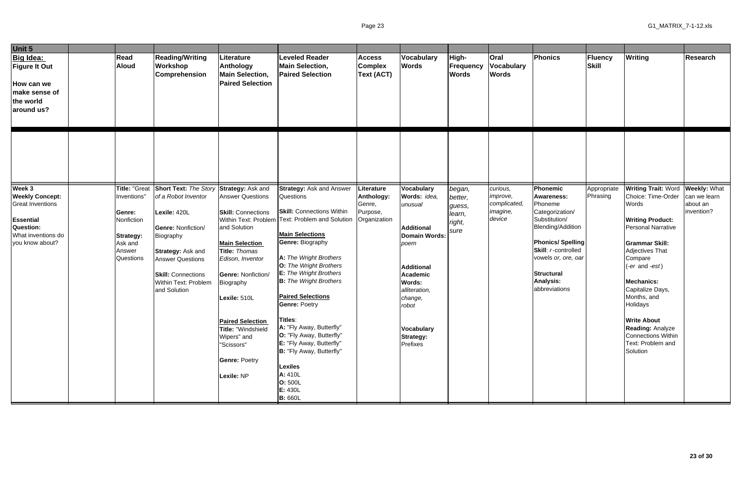| Unit 5 | | | | | | | | | | | | | | |
|---|---|---|---|---|---|---|---|---|---|---|---|---|---|---|
| **Big Idea:** **Figure It Out** **How can we make sense of the world around us?** | | **Read Aloud** | **Reading/Writing Workshop Comprehension** | **Literature Anthology Main Selection, Paired Selection** | **Leveled Reader Main Selection, Paired Selection** | **Access Complex Text (ACT)** | **Vocabulary Words** | **High-Frequency Words** | **Oral Vocabulary Words** | **Phonics** | **Fluency Skill** | **Writing** | **Research** |
| | | | | | | | | | | | | | |
| **Week 3** **Weekly Concept:** Great Inventions **Essential Question:** What inventions do you know about? | | **Title:** "Great Inventions" **Genre:** Nonfiction **Strategy:** Ask and Answer Questions | **Short Text:** *The Story of a Robot Inventor* **Lexile:** 420L **Genre:** Nonfiction/ Biography **Strategy:** Ask and Answer Questions **Skill:** Connections Within Text: Problem and Solution | **Strategy:** Ask and Answer Questions **Skill:** Connections Within Text: Problem and Solution **Main Selection** **Title:** *Thomas Edison, Inventor* **Genre:** Nonfiction/ Biography **Lexile:** 510L **Paired Selection** **Title:** "Windshield Wipers" and "Scissors" **Genre:** Poetry **Lexile:** NP | **Strategy:** Ask and Answer Questions **Skill:** Connections Within Text: Problem and Solution **Main Selections** **Genre:** Biography **A:** *The Wright Brothers* **O:** *The Wright Brothers* **E:** *The Wright Brothers* **B:** *The Wright Brothers* **Paired Selections** **Genre:** Poetry **Titles**: **A:** "Fly Away, Butterfly" **O:** "Fly Away, Butterfly" **E:** "Fly Away, Butterfly" **B:** "Fly Away, Butterfly" **Lexiles** **A:** 410L **O:** 500L **E:** 430L **B:** 660L | **Literature Anthology:** Genre, Purpose, Organization | **Vocabulary Words:** *idea, unusual* **Additional Domain Words:** *poem* **Additional Academic Words:** *alliteration, change, robot* **Vocabulary Strategy:** Prefixes | *began, better, guess, learn, right, sure* | *curious, improve, complicated, imagine, device* | **Phonemic Awareness:** Phoneme Categorization/ Substitution/ Blending/Addition **Phonics/ Spelling Skill**: *r*-controlled vowels *or, ore, oar* **Structural Analysis:** abbreviations | Appropriate Phrasing | **Writing Trait:** Word Choice: Time-Order Words **Writing Product:** Personal Narrative **Grammar Skill:** Adjectives That Compare (*-er* and *-est*) **Mechanics:** Capitalize Days, Months, and Holidays **Write About Reading:** Analyze Connections Within Text: Problem and Solution | **Weekly:** What can we learn about an invention? |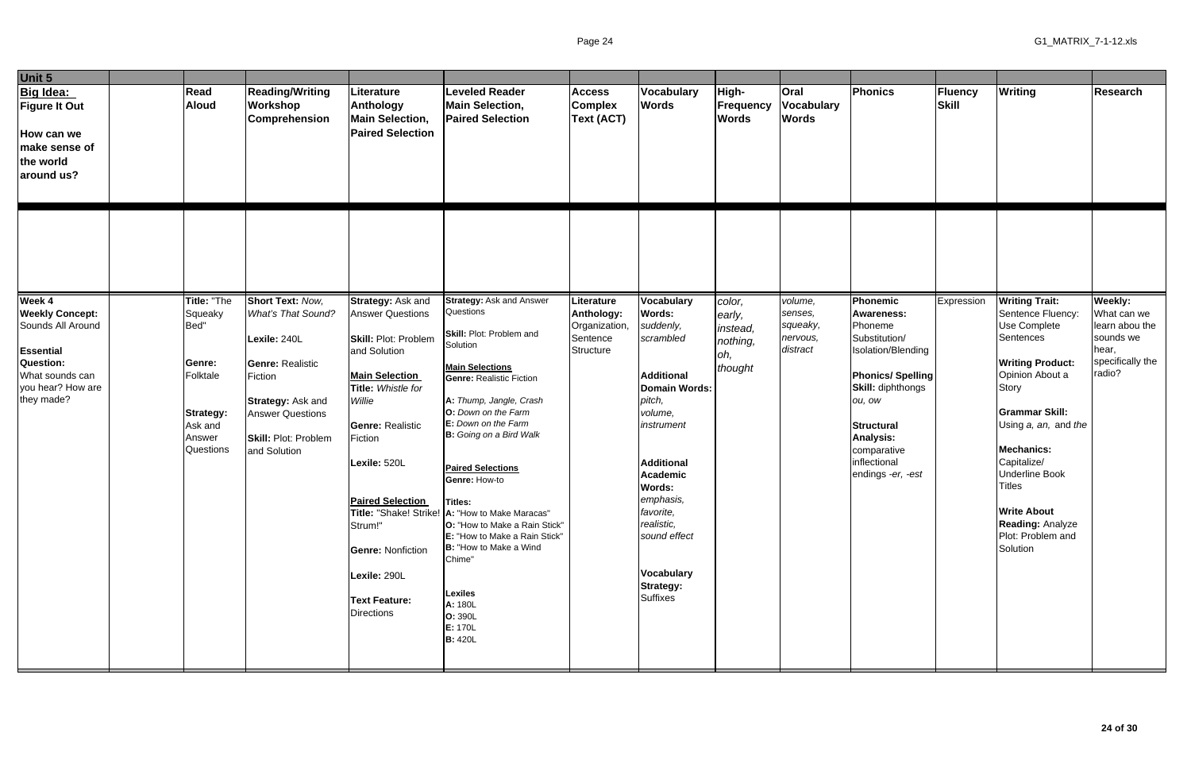| Unit 5 | | | | | | | | | | | | | |
|---|---|---|---|---|---|---|---|---|---|---|---|---|---|
| **Big Idea: Figure It Out**<br><br>**How can we make sense of the world around us?** | | **Read Aloud** | **Reading/Writing Workshop Comprehension** | **Literature Anthology Main Selection, Paired Selection** | **Leveled Reader Main Selection, Paired Selection** | **Access Complex Text (ACT)** | **Vocabulary Words** | **High-Frequency Words** | **Oral Vocabulary Words** | **Phonics** | **Fluency Skill** | **Writing** | **Research** |
| | | | | | | | | | | | | | |
| **Week 4**<br>**Weekly Concept:** Sounds All Around<br><br>**Essential Question:** What sounds can you hear? How are they made? | | **Title:** "The Squeaky Bed"<br><br>**Genre:** Folktale<br><br>**Strategy:** Ask and Answer Questions | **Short Text:** *Now, What's That Sound?*<br><br>**Lexile:** 240L<br><br>**Genre:** Realistic Fiction<br><br>**Strategy:** Ask and Answer Questions<br><br>**Skill:** Plot: Problem and Solution | **Strategy:** Ask and Answer Questions<br><br>**Skill:** Plot: Problem and Solution<br><br>**Main Selection Title:** *Whistle for Willie*<br><br>**Genre:** Realistic Fiction<br><br>**Lexile:** 520L<br><br>**Paired Selection Title:** "Shake! Strike! Strum!"<br><br>**Genre:** Nonfiction<br><br>**Lexile:** 290L<br><br>**Text Feature:** Directions | **Strategy:** Ask and Answer Questions<br><br>**Skill:** Plot: Problem and Solution<br><br>**Main Selections**<br>**Genre:** Realistic Fiction<br><br>**A:** *Thump, Jangle, Crash*<br>**O:** *Down on the Farm*<br>**E:** *Down on the Farm*<br>**B:** *Going on a Bird Walk*<br><br>**Paired Selections**<br>**Genre:** How-to<br><br>**Titles:**<br>**A:** "How to Make Maracas"<br>**O:** "How to Make a Rain Stick"<br>**E:** "How to Make a Rain Stick"<br>**B:** "How to Make a Wind Chime"<br><br>**Lexiles**<br>**A:** 180L<br>**O:** 390L<br>**E:** 170L<br>**B:** 420L | **Literature Anthology:** Organization, Sentence Structure | **Vocabulary Words:** *suddenly, scrambled*<br><br>**Additional Domain Words:** *pitch, volume, instrument*<br><br>**Additional Academic Words:** *emphasis, favorite, realistic, sound effect*<br><br>**Vocabulary Strategy:** Suffixes | *color, early, instead, nothing, oh, thought* | *volume, senses, squeaky, nervous, distract* | **Phonemic Awareness:** Phoneme Substitution/ Isolation/Blending<br><br>**Phonics/ Spelling Skill:** diphthongs *ou, ow*<br><br>**Structural Analysis:** comparative inflectional endings *-er, -est* | Expression | **Writing Trait:** Sentence Fluency: Use Complete Sentences<br><br>**Writing Product:** Opinion About a Story<br><br>**Grammar Skill:** Using *a, an,* and *the*<br><br>**Mechanics:** Capitalize/ Underline Book Titles<br><br>**Write About Reading:** Analyze Plot: Problem and Solution | **Weekly:** What can we learn abou the sounds we hear, specifically the radio? |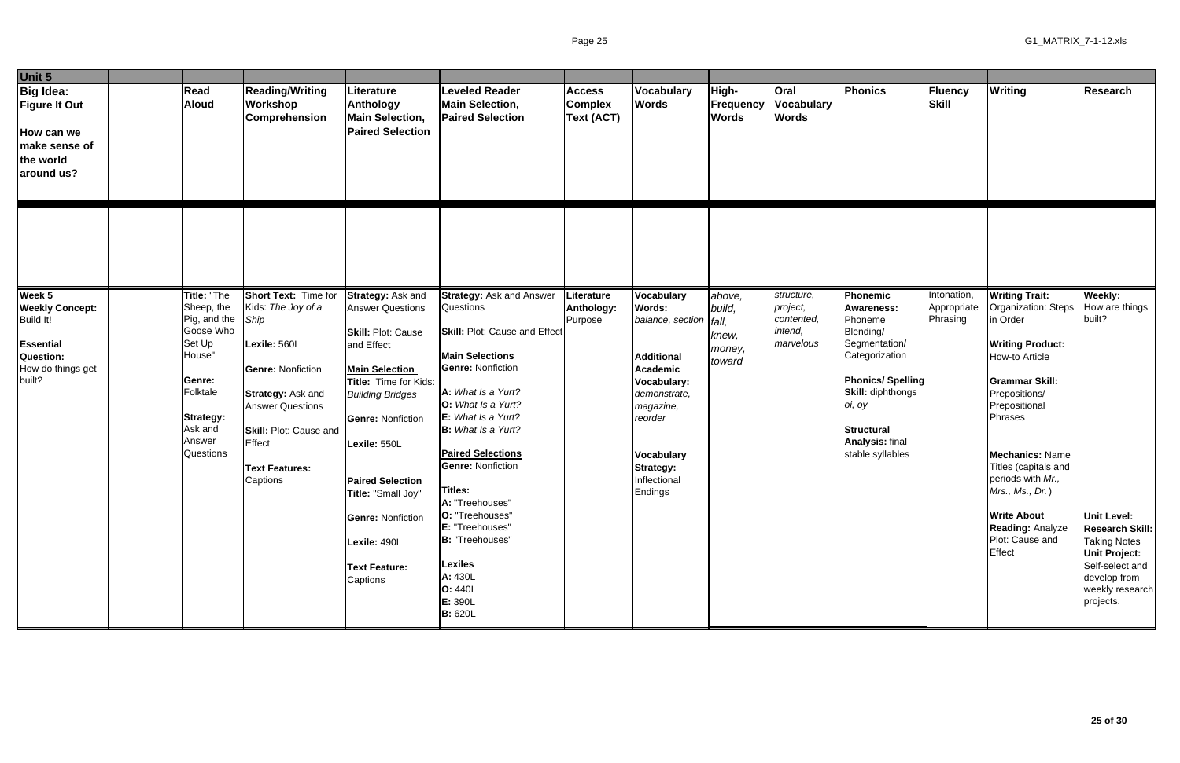| Unit 5 | | | | | | | | | | | | | | |
|---|---|---|---|---|---|---|---|---|---|---|---|---|---|---|
| **Big Idea: Figure It Out**<br><br>**How can we make sense of the world around us?** | | **Read Aloud** | **Reading/Writing Workshop Comprehension** | **Literature Anthology Main Selection, Paired Selection** | **Leveled Reader Main Selection, Paired Selection** | **Access Complex Text (ACT)** | **Vocabulary Words** | **High-Frequency Words** | **Oral Vocabulary Words** | **Phonics** | **Fluency Skill** | **Writing** | **Research** |
| | | | | | | | | | | | | | |
| **Week 5**<br>**Weekly Concept:** Build It!<br><br>**Essential Question:** How do things get built? | | **Title:** "The Sheep, the Pig, and the Goose Who Set Up House"<br><br>**Genre:** Folktale<br><br>**Strategy:** Ask and Answer Questions | **Short Text:** Time for Kids: *The Joy of a Ship*<br><br>**Lexile:** 560L<br><br>**Genre:** Nonfiction<br><br>**Strategy:** Ask and Answer Questions<br><br>**Skill:** Plot: Cause and Effect<br><br>**Text Features:** Captions | **Strategy:** Ask and Answer Questions<br><br>**Skill:** Plot: Cause and Effect<br><br>**Main Selection**<br>**Title:** Time for Kids: *Building Bridges*<br><br>**Genre:** Nonfiction<br><br>**Lexile:** 550L<br><br>**Paired Selection**<br>**Title:** "Small Joy"<br><br>**Genre:** Nonfiction<br><br>**Lexile:** 490L<br><br>**Text Feature:** Captions | **Strategy:** Ask and Answer Questions<br><br>**Skill:** Plot: Cause and Effect<br><br>**Main Selections**<br>**Genre:** Nonfiction<br><br>**A:** *What Is a Yurt?*<br>**O:** *What Is a Yurt?*<br>**E:** *What Is a Yurt?*<br>**B:** *What Is a Yurt?*<br><br>**Paired Selections**<br>**Genre:** Nonfiction<br><br>**Titles:**<br>**A:** "Treehouses"<br>**O:** "Treehouses"<br>**E:** "Treehouses"<br>**B:** "Treehouses"<br><br>**Lexiles**<br>**A:** 430L<br>**O:** 440L<br>**E:** 390L<br>**B:** 620L | **Literature Anthology:** Purpose | **Vocabulary Words:** *balance, section*<br><br>**Additional Academic Vocabulary:** *demonstrate, magazine, reorder*<br><br>**Vocabulary Strategy:** Inflectional Endings | *above, build, fall, knew, money, toward* | *structure, project, contented, intend, marvelous* | **Phonemic Awareness:** Phoneme Blending/ Segmentation/ Categorization<br><br>**Phonics/ Spelling Skill:** diphthongs *oi, oy*<br><br>**Structural Analysis:** final stable syllables | Intonation, Appropriate Phrasing | **Writing Trait:** Organization: Steps in Order<br><br>**Writing Product:** How-to Article<br><br>**Grammar Skill:** Prepositions/ Prepositional Phrases<br><br>**Mechanics:** Name Titles (capitals and periods with *Mr., Mrs., Ms., Dr.*)<br><br>**Write About Reading:** Analyze Plot: Cause and Effect | **Weekly:** How are things built?<br><br>**Unit Level: Research Skill:** Taking Notes<br>**Unit Project:** Self-select and develop from weekly research projects. |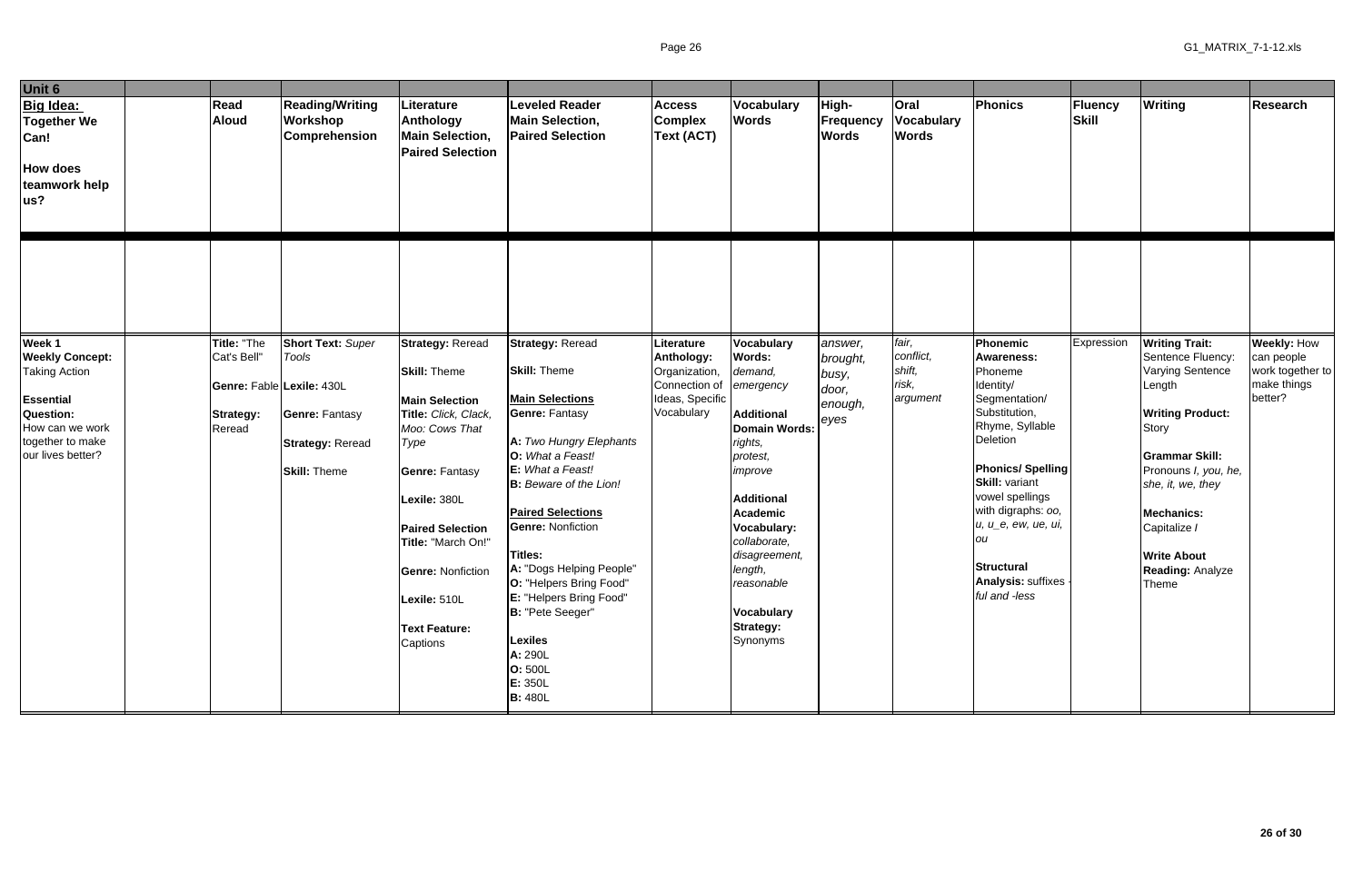| Unit 6 | | | | | | | | | | | | | |
|---|---|---|---|---|---|---|---|---|---|---|---|---|---|
| **Big Idea: Together We Can!** <br><br> **How does teamwork help us?** | | **Read Aloud** | **Reading/Writing Workshop Comprehension** | **Literature Anthology Main Selection, Paired Selection** | **Leveled Reader Main Selection, Paired Selection** | **Access Complex Text (ACT)** | **Vocabulary Words** | **High-Frequency Words** | **Oral Vocabulary Words** | **Phonics** | **Fluency Skill** | **Writing** | **Research** |
| | | | | | | | | | | | | | |
| **Week 1** <br> **Weekly Concept:** Taking Action <br><br> **Essential Question:** How can we work together to make our lives better? | | **Title:** "The Cat's Bell" <br><br> **Genre:** Fable <br><br> **Strategy:** Reread | **Short Text:** *Super Tools* <br><br> **Lexile:** 430L <br><br> **Genre:** Fantasy <br><br> **Strategy:** Reread <br><br> **Skill:** Theme | **Strategy:** Reread <br><br> **Skill:** Theme <br><br> **Main Selection Title:** *Click, Clack, Moo: Cows That Type* <br><br> **Genre:** Fantasy <br><br> **Lexile:** 380L <br><br> **Paired Selection Title:** "March On!" <br><br> **Genre:** Nonfiction <br><br> **Lexile:** 510L <br><br> **Text Feature:** Captions | **Strategy:** Reread <br><br> **Skill:** Theme <br><br> **Main Selections** <br> **Genre:** Fantasy <br><br> **A:** *Two Hungry Elephants* <br> **O:** *What a Feast!* <br> **E:** *What a Feast!* <br> **B:** *Beware of the Lion!* <br><br> **Paired Selections** <br> **Genre:** Nonfiction <br><br> **Titles:** <br> **A:** "Dogs Helping People" <br> **O:** "Helpers Bring Food" <br> **E:** "Helpers Bring Food" <br> **B:** "Pete Seeger" <br><br> **Lexiles** <br> **A:** 290L <br> **O:** 500L <br> **E:** 350L <br> **B:** 480L | **Literature Anthology:** Organization, Connection of Ideas, Specific Vocabulary | **Vocabulary Words:** *demand, emergency* <br><br> **Additional Domain Words:** *rights, protest, improve* <br><br> **Additional Academic Vocabulary:** *collaborate, disagreement, length, reasonable* <br><br> **Vocabulary Strategy:** Synonyms | *answer, brought, busy, door, enough, eyes* | *fair, conflict, shift, risk, argument* | **Phonemic Awareness:** Phoneme Identity/ Segmentation/ Substitution, Rhyme, Syllable Deletion <br><br> **Phonics/ Spelling Skill:** variant vowel spellings with digraphs: *oo, u, u_e, ew, ue, ui, ou* <br><br> **Structural Analysis:** suffixes -*ful* and -*less* | Expression | **Writing Trait:** Sentence Fluency: Varying Sentence Length <br><br> **Writing Product:** Story <br><br> **Grammar Skill:** Pronouns *I, you, he, she, it, we, they* <br><br> **Mechanics:** Capitalize *I* <br><br> **Write About Reading:** Analyze Theme | **Weekly:** How can people work together to make things better? |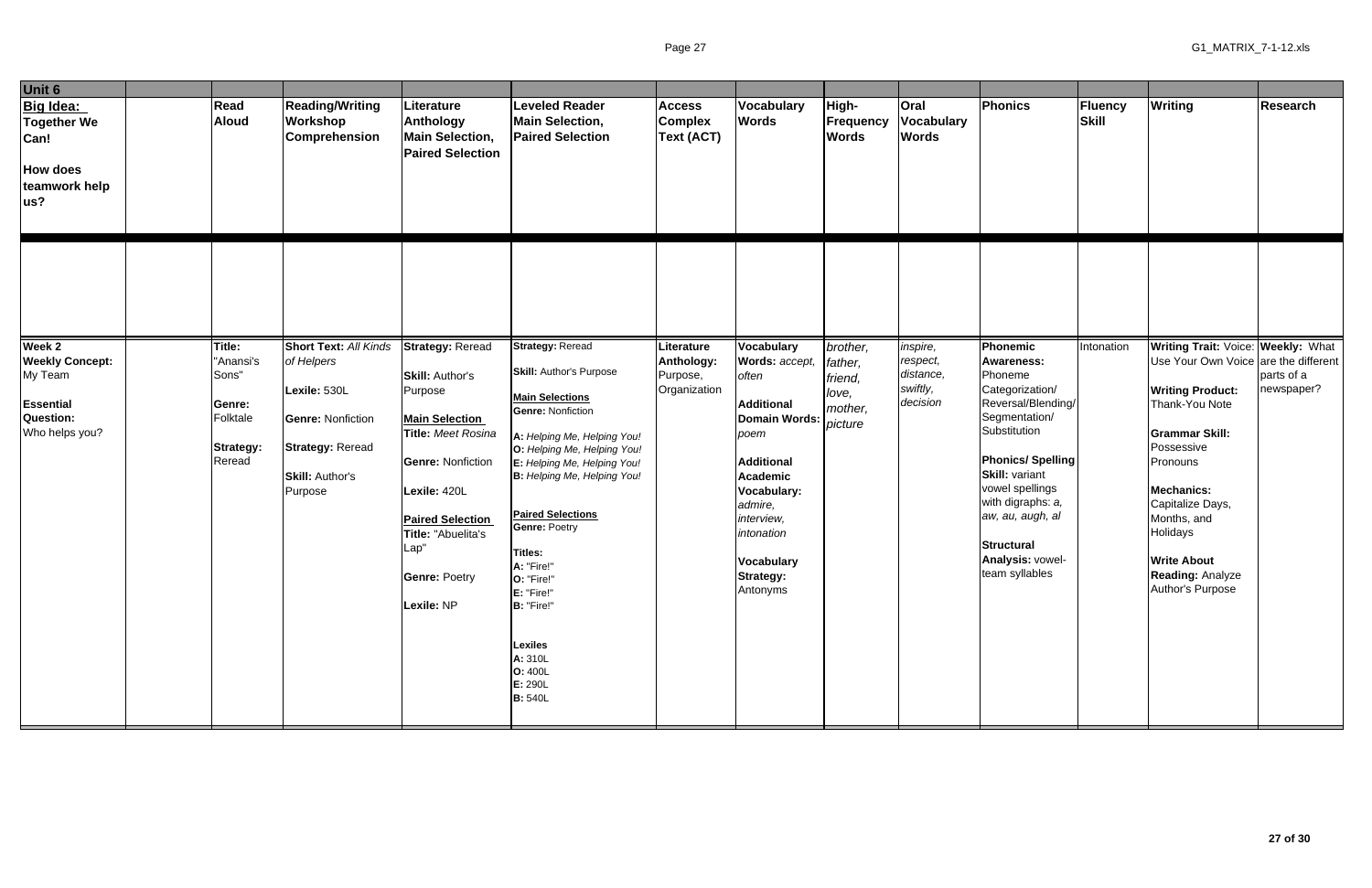| Unit 6 | | | | | | | | | | | | | | |
|---|---|---|---|---|---|---|---|---|---|---|---|---|---|---|
| **Big Idea: Together We Can!**<br><br>**How does teamwork help us?** | | **Read Aloud** | **Reading/Writing Workshop Comprehension** | **Literature Anthology Main Selection, Paired Selection** | **Leveled Reader Main Selection, Paired Selection** | **Access Complex Text (ACT)** | **Vocabulary Words** | **High-Frequency Words** | **Oral Vocabulary Words** | **Phonics** | **Fluency Skill** | **Writing** | **Research** |
| | | | | | | | | | | | | | |
| **Week 2**<br>**Weekly Concept:** My Team<br><br>**Essential Question:** Who helps you? | | **Title:** "Anansi's Sons"<br><br>**Genre:** Folktale<br><br>**Strategy:** Reread | **Short Text:** *All Kinds of Helpers*<br><br>**Lexile:** 530L<br><br>**Genre:** Nonfiction<br><br>**Strategy:** Reread<br><br>**Skill:** Author's Purpose | **Strategy:** Reread<br><br>**Skill:** Author's Purpose<br><br>**Main Selection**<br>**Title:** *Meet Rosina*<br><br>**Genre:** Nonfiction<br><br>**Lexile:** 420L<br><br>**Paired Selection**<br>**Title:** "Abuelita's Lap"<br><br>**Genre:** Poetry<br><br>**Lexile:** NP | **Strategy:** Reread<br><br>**Skill:** Author's Purpose<br><br>**Main Selections**<br>**Genre:** Nonfiction<br><br>**A:** *Helping Me, Helping You!*<br>**O:** *Helping Me, Helping You!*<br>**E:** *Helping Me, Helping You!*<br>**B:** *Helping Me, Helping You!*<br><br>**Paired Selections**<br>**Genre:** Poetry<br><br>**Titles:**<br>**A:** "Fire!"<br>**O:** "Fire!"<br>**E:** "Fire!"<br>**B:** "Fire!"<br><br>**Lexiles**<br>**A:** 310L<br>**O:** 400L<br>**E:** 290L<br>**B:** 540L | **Literature Anthology:** Purpose, Organization | **Vocabulary Words:** *accept, often*<br><br>**Additional Domain Words:** *poem*<br><br>**Additional Academic Vocabulary:** *admire, interview, intonation*<br><br>**Vocabulary Strategy:** Antonyms | *brother, father, friend, love, mother, picture* | *inspire, respect, distance, swiftly, decision* | **Phonemic Awareness:** Phoneme Categorization/ Reversal/Blending/ Segmentation/ Substitution<br><br>**Phonics/ Spelling Skill:** variant vowel spellings with digraphs: *a, aw, au, augh, al*<br><br>**Structural Analysis:** vowel-team syllables | Intonation | **Writing Trait:** Voice: Use Your Own Voice<br><br>**Writing Product:** Thank-You Note<br><br>**Grammar Skill:** Possessive Pronouns<br><br>**Mechanics:** Capitalize Days, Months, and Holidays<br><br>**Write About Reading:** Analyze Author's Purpose | **Weekly:** What are the different parts of a newspaper? |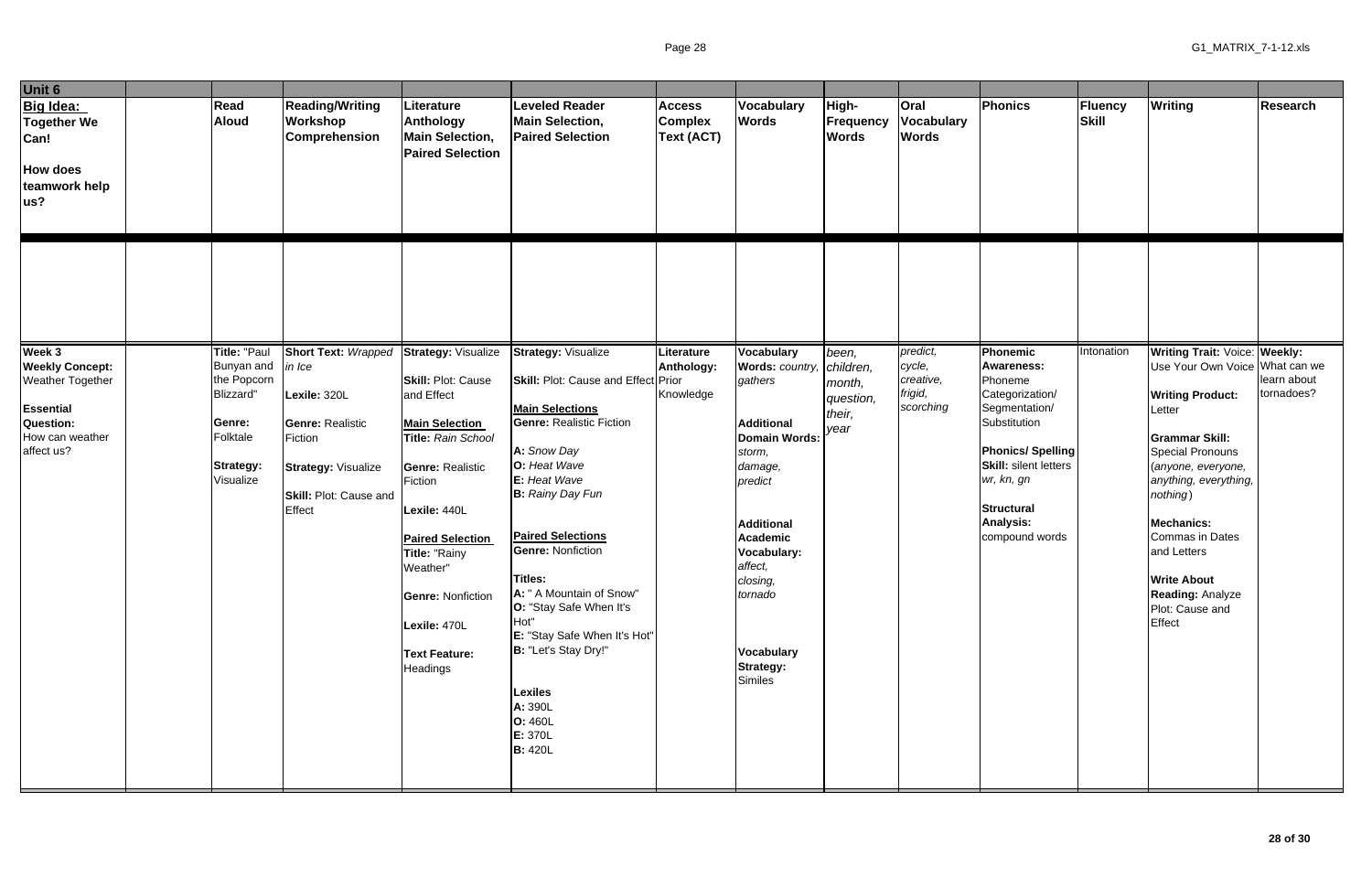| Unit 6 | | | | | | | | | | | | | | |
|---|---|---|---|---|---|---|---|---|---|---|---|---|---|---|
| **Big Idea: Together We Can!** **How does teamwork help us?** | | **Read Aloud** | **Reading/Writing Workshop Comprehension** | **Literature Anthology Main Selection, Paired Selection** | **Leveled Reader Main Selection, Paired Selection** | **Access Complex Text (ACT)** | **Vocabulary Words** | **High-Frequency Words** | **Oral Vocabulary Words** | **Phonics** | **Fluency Skill** | **Writing** | **Research** |
| | | | | | | | | | | | | | |
| **Week 3** **Weekly Concept:** Weather Together **Essential Question:** How can weather affect us? | | **Title:** "Paul Bunyan and the Popcorn Blizzard" **Genre:** Folktale **Strategy:** Visualize | **Short Text:** *Wrapped in Ice* **Lexile:** 320L **Genre:** Realistic Fiction **Strategy:** Visualize **Skill:** Plot: Cause and Effect | **Strategy:** Visualize **Skill:** Plot: Cause and Effect **Main Selection Title:** *Rain School* **Genre:** Realistic Fiction **Lexile:** 440L **Paired Selection Title:** "Rainy Weather" **Genre:** Nonfiction **Lexile:** 470L **Text Feature:** Headings | **Strategy:** Visualize **Skill:** Plot: Cause and Effect **Main Selections** **Genre:** Realistic Fiction **A:** *Snow Day* **O:** *Heat Wave* **E:** *Heat Wave* **B:** *Rainy Day Fun* **Paired Selections** **Genre:** Nonfiction **Titles:** **A:** " A Mountain of Snow" **O:** "Stay Safe When It's Hot" **E:** "Stay Safe When It's Hot" **B:** "Let's Stay Dry!" **Lexiles** **A:** 390L **O:** 460L **E:** 370L **B:** 420L | **Literature Anthology:** Prior Knowledge | **Vocabulary Words:** *country, gathers* **Additional Domain Words:** *storm, damage, predict* **Additional Academic Vocabulary:** *affect, closing, tornado* **Vocabulary Strategy:** Similes | *been, children, month, question, their, year* | *predict, cycle, creative, frigid, scorching* | **Phonemic Awareness:** Phoneme Categorization/ Segmentation/ Substitution **Phonics/ Spelling Skill:** silent letters *wr, kn, gn* **Structural Analysis:** compound words | Intonation | **Writing Trait:** Voice: Use Your Own Voice **Writing Product:** Letter **Grammar Skill:** Special Pronouns (*anyone, everyone, anything, everything, nothing*) **Mechanics:** Commas in Dates and Letters **Write About Reading:** Analyze Plot: Cause and Effect | **Weekly:** What can we learn about tornadoes? |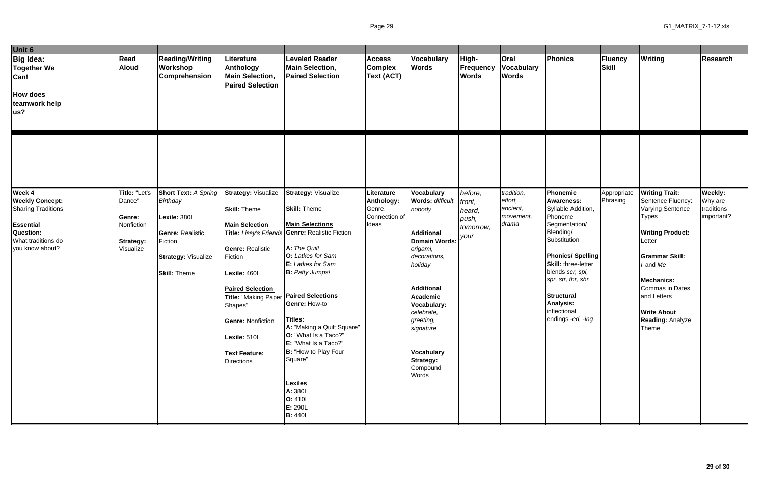| Unit 6 | | | | | | | | | | | | | | |
|---|---|---|---|---|---|---|---|---|---|---|---|---|---|---|
| **Big Idea: Together We Can!**<br><br>**How does teamwork help us?** | | **Read Aloud** | **Reading/Writing Workshop Comprehension** | **Literature Anthology Main Selection, Paired Selection** | **Leveled Reader Main Selection, Paired Selection** | **Access Complex Text (ACT)** | **Vocabulary Words** | **High-Frequency Words** | **Oral Vocabulary Words** | **Phonics** | **Fluency Skill** | **Writing** | **Research** |
| | | | | | | | | | | | | | |
| **Week 4**<br>**Weekly Concept:** Sharing Traditions<br><br>**Essential Question:** What traditions do you know about? | | **Title:** "Let's Dance"<br><br>**Genre:** Nonfiction<br><br>**Strategy:** Visualize | **Short Text:** *A Spring Birthday*<br><br>**Lexile:** 380L<br><br>**Genre:** Realistic Fiction<br><br>**Strategy:** Visualize<br><br>**Skill:** Theme | **Strategy:** Visualize<br><br>**Skill:** Theme<br><br>**Main Selection**<br>**Title:** *Lissy's Friends*<br><br>**Genre:** Realistic Fiction<br><br>**Lexile:** 460L<br><br>**Paired Selection**<br>**Title:** "Making Paper Shapes"<br><br>**Genre:** Nonfiction<br><br>**Lexile:** 510L<br><br>**Text Feature:** Directions | **Strategy:** Visualize<br><br>**Skill:** Theme<br><br>**Main Selections**<br>**Genre:** Realistic Fiction<br><br>**A:** *The Quilt*<br>**O:** *Latkes for Sam*<br>**E:** *Latkes for Sam*<br>**B:** *Patty Jumps!*<br><br>**Paired Selections**<br>**Genre:** How-to<br><br>**Titles:**<br>**A:** "Making a Quilt Square"<br>**O:** "What Is a Taco?"<br>**E:** "What Is a Taco?"<br>**B:** "How to Play Four Square"<br><br>**Lexiles**<br>**A:** 380L<br>**O:** 410L<br>**E:** 290L<br>**B:** 440L | **Literature Anthology:** Genre, Connection of Ideas | **Vocabulary Words:** *difficult, nobody*<br><br>**Additional Domain Words:** *origami, decorations, holiday*<br><br>**Additional Academic Vocabulary:** *celebrate, greeting, signature*<br><br>**Vocabulary Strategy:** Compound Words | *before, front, heard, push, tomorrow, your* | *tradition, effort, ancient, movement, drama* | **Phonemic Awareness:** Syllable Addition, Phoneme Segmentation/ Blending/ Substitution<br><br>**Phonics/ Spelling Skill:** three-letter blends *scr, spl, spr, str, thr, shr*<br><br>**Structural Analysis:** inflectional endings *-ed, -ing* | Appropriate Phrasing | **Writing Trait:** Sentence Fluency: Varying Sentence Types<br><br>**Writing Product:** Letter<br><br>**Grammar Skill:** *I* and *Me*<br><br>**Mechanics:** Commas in Dates and Letters<br><br>**Write About Reading:** Analyze Theme | **Weekly:** Why are traditions important? |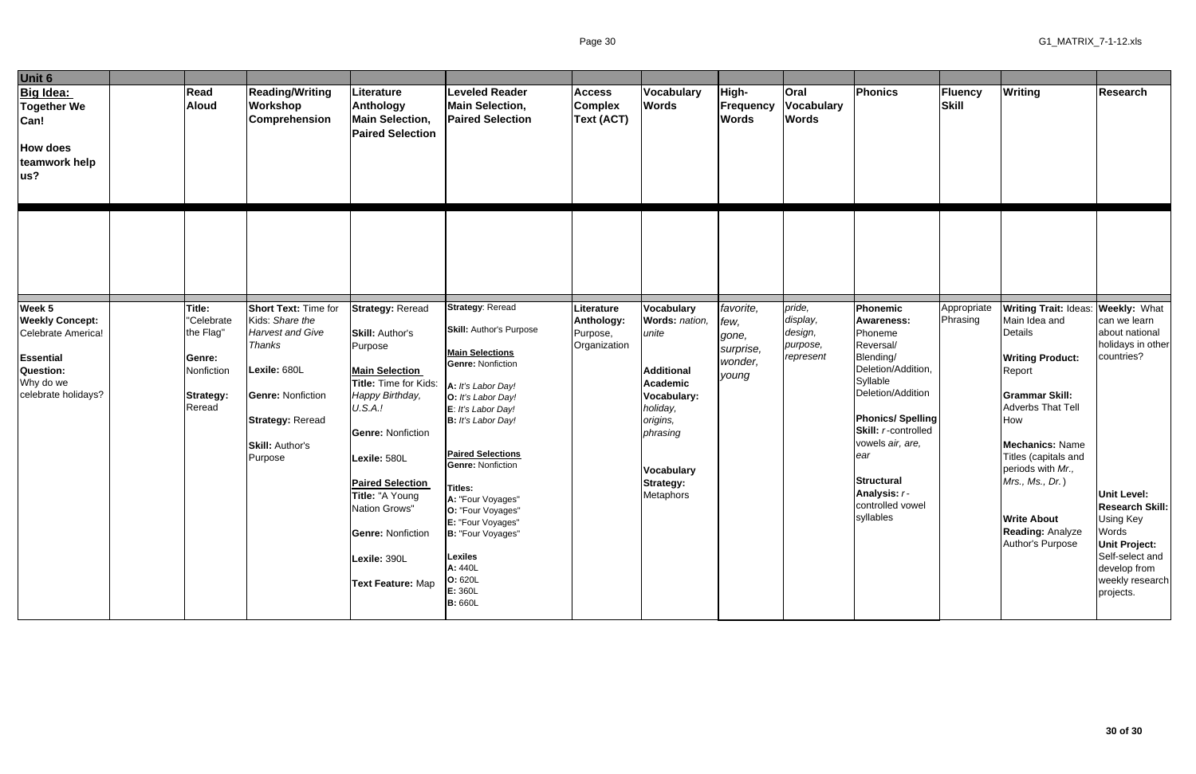| Unit 6 | | | | | | | | | | | | | | |
|---|---|---|---|---|---|---|---|---|---|---|---|---|---|---|
| **Big Idea: Together We Can!** **How does teamwork help us?** | | **Read Aloud** | **Reading/Writing Workshop Comprehension** | **Literature Anthology Main Selection, Paired Selection** | **Leveled Reader Main Selection, Paired Selection** | **Access Complex Text (ACT)** | **Vocabulary Words** | **High-Frequency Words** | **Oral Vocabulary Words** | **Phonics** | **Fluency Skill** | **Writing** | **Research** |
| | | | | | | | | | | | | | |
| **Week 5** **Weekly Concept:** Celebrate America! **Essential Question:** Why do we celebrate holidays? | | **Title:** "Celebrate the Flag" **Genre:** Nonfiction **Strategy:** Reread | **Short Text:** Time for Kids: *Share the Harvest and Give Thanks* **Lexile:** 680L **Genre:** Nonfiction **Strategy:** Reread **Skill:** Author's Purpose | **Strategy:** Reread **Skill:** Author's Purpose **Main Selection Title:** Time for Kids: *Happy Birthday, U.S.A.!* **Genre:** Nonfiction **Lexile:** 580L **Paired Selection Title:** "A Young Nation Grows" **Genre:** Nonfiction **Lexile:** 390L **Text Feature:** Map | **Strategy**: Reread **Skill:** Author's Purpose **Main Selections Genre:** Nonfiction **A:** *It's Labor Day!* **O:** *It's Labor Day!* **E**: *It's Labor Day!* **B:** *It's Labor Day!* **Paired Selections Genre:** Nonfiction **Titles:** **A:** "Four Voyages" **O:** "Four Voyages" **E:** "Four Voyages" **B:** "Four Voyages" **Lexiles A:** 440L **O:** 620L **E:** 360L **B:** 660L | **Literature Anthology:** Purpose, Organization | **Vocabulary Words:** *nation, unite* **Additional Academic Vocabulary:** *holiday, origins, phrasing* **Vocabulary Strategy:** Metaphors | *favorite, few, gone, surprise, wonder, young* | *pride, display, design, purpose, represent* | **Phonemic Awareness:** Phoneme Reversal/ Blending/ Deletion/Addition, Syllable Deletion/Addition **Phonics/ Spelling Skill:** *r*-controlled vowels *air, are, ear* **Structural Analysis:** *r*-controlled vowel syllables | Appropriate Phrasing | **Writing Trait:** Ideas: Main Idea and Details **Writing Product:** Report **Grammar Skill:** Adverbs That Tell How **Mechanics:** Name Titles (capitals and periods with *Mr., Mrs., Ms., Dr.*) **Write About Reading:** Analyze Author's Purpose | **Weekly:** What can we learn about national holidays in other countries? **Unit Level: Research Skill:** Using Key Words **Unit Project:** Self-select and develop from weekly research projects. |